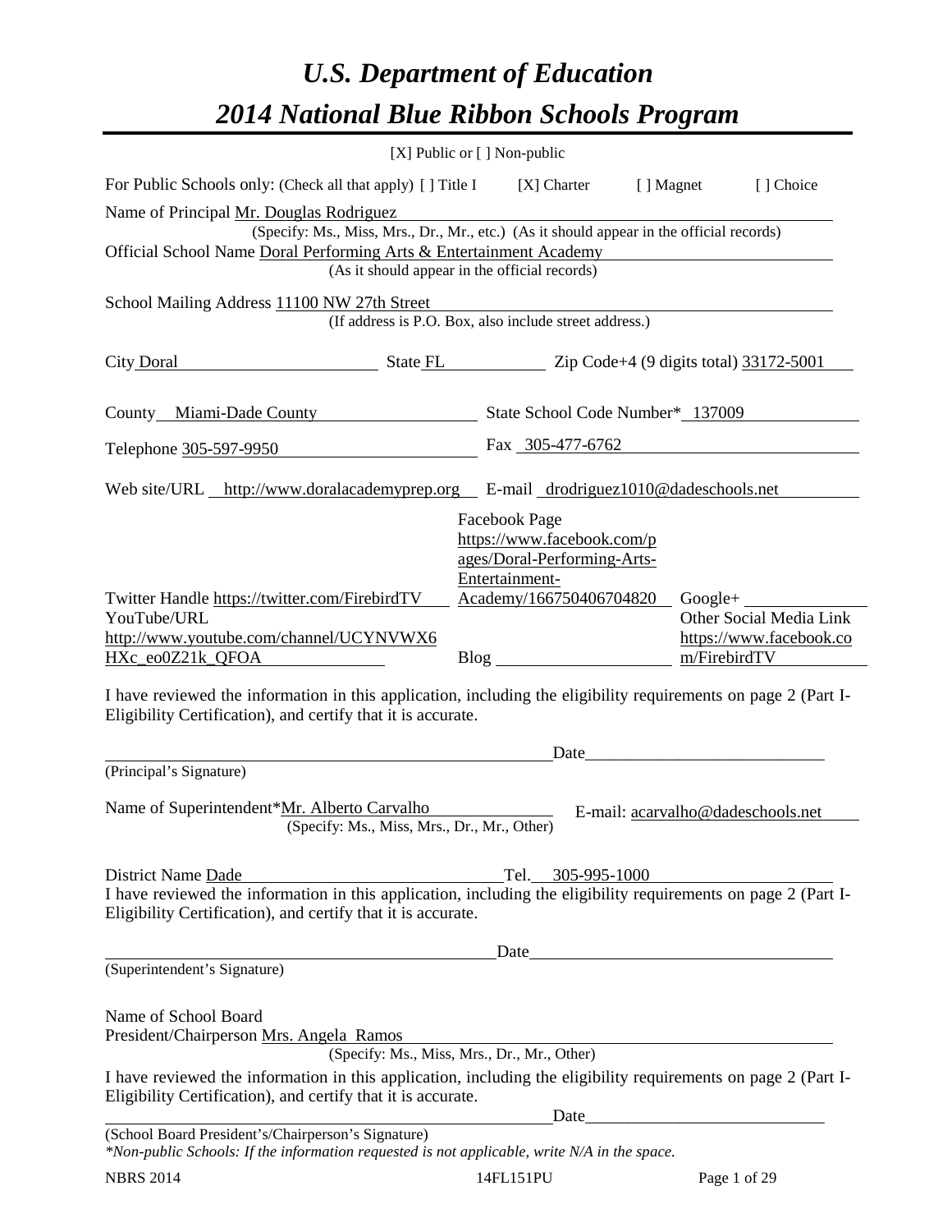# *U.S. Department of Education*
# *2014 National Blue Ribbon Schools Program*

[X] Public or [ ] Non-public

For Public Schools only: (Check all that apply) [ ] Title I [X] Charter [ ] Magnet [ ] Choice

Name of Principal Mr. Douglas Rodriguez
(Specify: Ms., Miss, Mrs., Dr., Mr., etc.) (As it should appear in the official records)

Official School Name Doral Performing Arts & Entertainment Academy
(As it should appear in the official records)

School Mailing Address 11100 NW 27th Street
(If address is P.O. Box, also include street address.)

City Doral State FL Zip Code+4 (9 digits total) 33172-5001

County Miami-Dade County State School Code Number* 137009

Telephone 305-597-9950 Fax 305-477-6762

Web site/URL http://www.doralacademyprep.org E-mail drodriguez1010@dadeschools.net

Twitter Handle https://twitter.com/FirebirdTV

Facebook Page https://www.facebook.com/pages/Doral-Performing-Arts-Entertainment-Academy/166750406704820

Google+

YouTube/URL http://www.youtube.com/channel/UCYNVWX6HXc_eo0Z21k_QFOA

Blog

Other Social Media Link https://www.facebook.com/FirebirdTV

I have reviewed the information in this application, including the eligibility requirements on page 2 (Part I-Eligibility Certification), and certify that it is accurate.

_________________________________________ Date_____________________________
(Principal's Signature)

Name of Superintendent*Mr. Alberto Carvalho E-mail: acarvalho@dadeschools.net
(Specify: Ms., Miss, Mrs., Dr., Mr., Other)

District Name Dade Tel. 305-995-1000

I have reviewed the information in this application, including the eligibility requirements on page 2 (Part I-Eligibility Certification), and certify that it is accurate.

_________________________________________ Date_____________________________
(Superintendent's Signature)

Name of School Board
President/Chairperson Mrs. Angela Ramos
(Specify: Ms., Miss, Mrs., Dr., Mr., Other)

I have reviewed the information in this application, including the eligibility requirements on page 2 (Part I-Eligibility Certification), and certify that it is accurate.

_________________________________________ Date_____________________________
(School Board President's/Chairperson's Signature)

*\*Non-public Schools: If the information requested is not applicable, write N/A in the space.*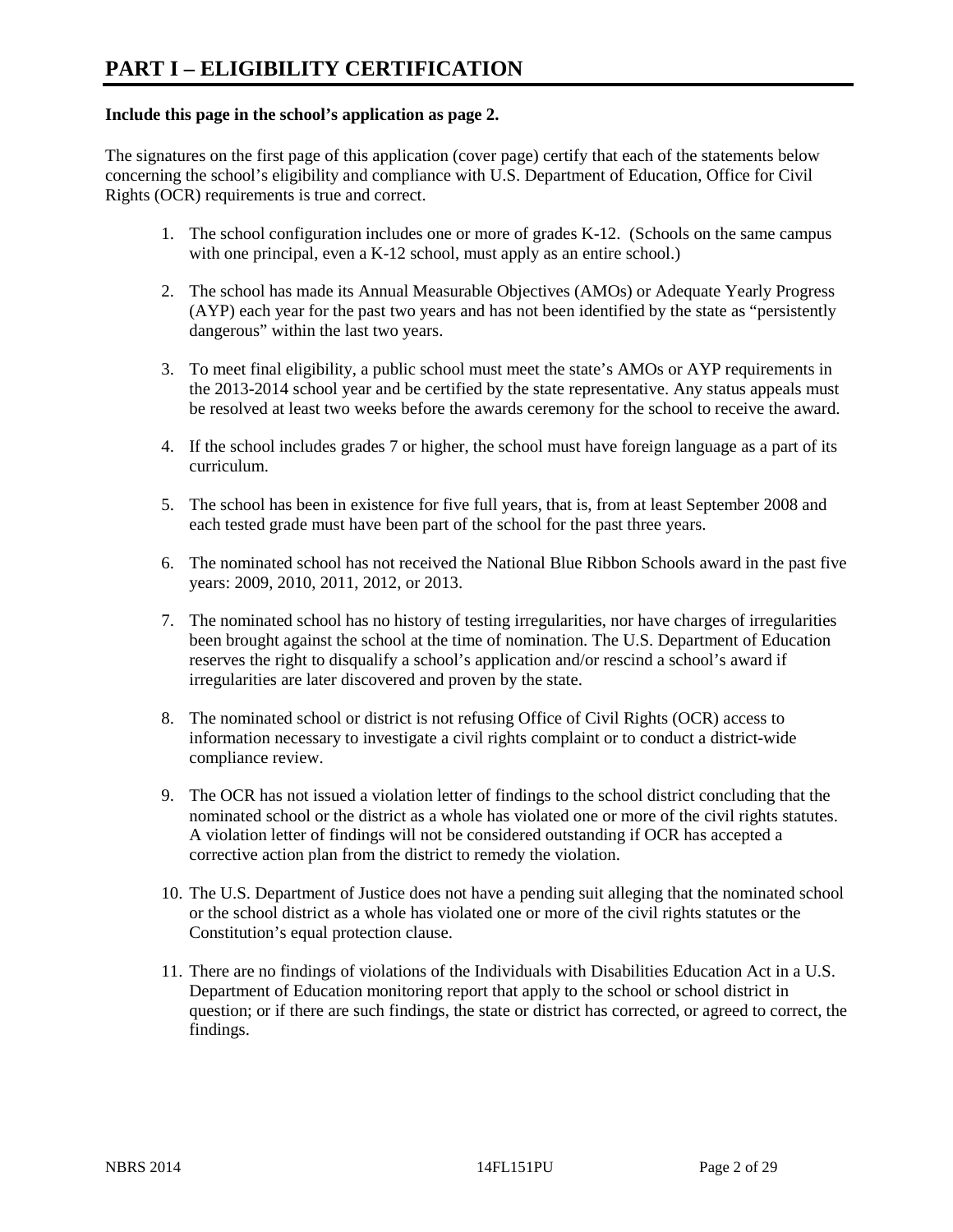# PART I – ELIGIBILITY CERTIFICATION

**Include this page in the school's application as page 2.**

The signatures on the first page of this application (cover page) certify that each of the statements below concerning the school's eligibility and compliance with U.S. Department of Education, Office for Civil Rights (OCR) requirements is true and correct.

1. The school configuration includes one or more of grades K-12. (Schools on the same campus with one principal, even a K-12 school, must apply as an entire school.)

2. The school has made its Annual Measurable Objectives (AMOs) or Adequate Yearly Progress (AYP) each year for the past two years and has not been identified by the state as "persistently dangerous" within the last two years.

3. To meet final eligibility, a public school must meet the state's AMOs or AYP requirements in the 2013-2014 school year and be certified by the state representative. Any status appeals must be resolved at least two weeks before the awards ceremony for the school to receive the award.

4. If the school includes grades 7 or higher, the school must have foreign language as a part of its curriculum.

5. The school has been in existence for five full years, that is, from at least September 2008 and each tested grade must have been part of the school for the past three years.

6. The nominated school has not received the National Blue Ribbon Schools award in the past five years: 2009, 2010, 2011, 2012, or 2013.

7. The nominated school has no history of testing irregularities, nor have charges of irregularities been brought against the school at the time of nomination. The U.S. Department of Education reserves the right to disqualify a school's application and/or rescind a school's award if irregularities are later discovered and proven by the state.

8. The nominated school or district is not refusing Office of Civil Rights (OCR) access to information necessary to investigate a civil rights complaint or to conduct a district-wide compliance review.

9. The OCR has not issued a violation letter of findings to the school district concluding that the nominated school or the district as a whole has violated one or more of the civil rights statutes. A violation letter of findings will not be considered outstanding if OCR has accepted a corrective action plan from the district to remedy the violation.

10. The U.S. Department of Justice does not have a pending suit alleging that the nominated school or the school district as a whole has violated one or more of the civil rights statutes or the Constitution's equal protection clause.

11. There are no findings of violations of the Individuals with Disabilities Education Act in a U.S. Department of Education monitoring report that apply to the school or school district in question; or if there are such findings, the state or district has corrected, or agreed to correct, the findings.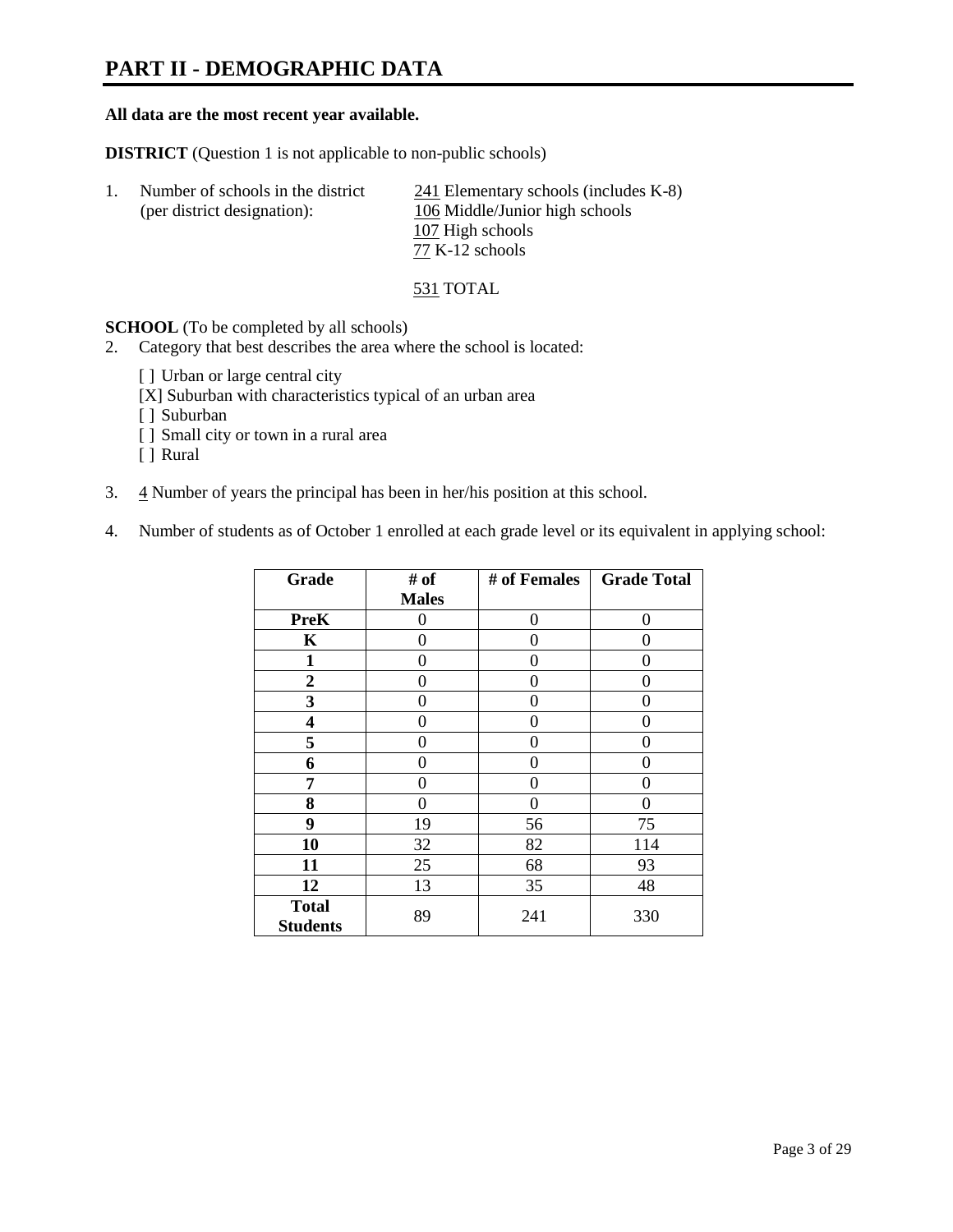# PART II - DEMOGRAPHIC DATA

**All data are the most recent year available.**

**DISTRICT** (Question 1 is not applicable to non-public schools)

1. Number of schools in the district (per district designation):
   - 241 Elementary schools (includes K-8)
   - 106 Middle/Junior high schools
   - 107 High schools
   - 77 K-12 schools

   531 TOTAL

**SCHOOL** (To be completed by all schools)

2. Category that best describes the area where the school is located:

   [ ] Urban or large central city
   [X] Suburban with characteristics typical of an urban area
   [ ] Suburban
   [ ] Small city or town in a rural area
   [ ] Rural

3. 4 Number of years the principal has been in her/his position at this school.

4. Number of students as of October 1 enrolled at each grade level or its equivalent in applying school:

| Grade | # of Males | # of Females | Grade Total |
|---|---|---|---|
| **PreK** | 0 | 0 | 0 |
| **K** | 0 | 0 | 0 |
| **1** | 0 | 0 | 0 |
| **2** | 0 | 0 | 0 |
| **3** | 0 | 0 | 0 |
| **4** | 0 | 0 | 0 |
| **5** | 0 | 0 | 0 |
| **6** | 0 | 0 | 0 |
| **7** | 0 | 0 | 0 |
| **8** | 0 | 0 | 0 |
| **9** | 19 | 56 | 75 |
| **10** | 32 | 82 | 114 |
| **11** | 25 | 68 | 93 |
| **12** | 13 | 35 | 48 |
| **Total Students** | 89 | 241 | 330 |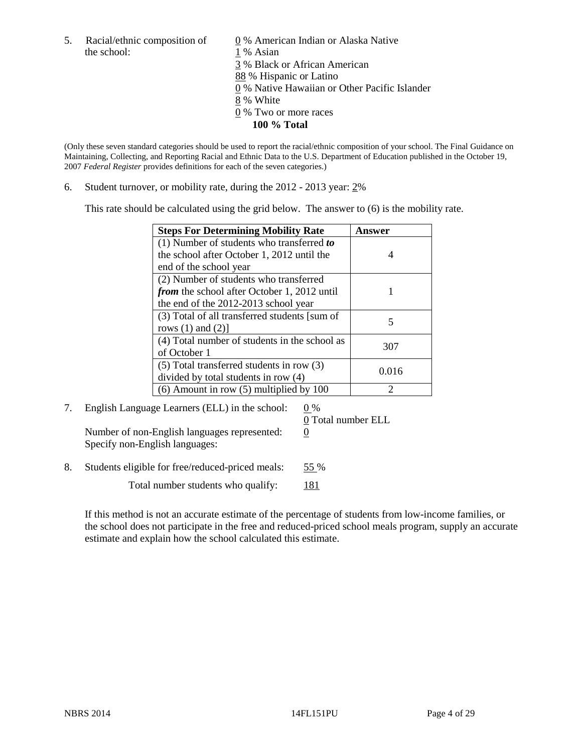5. Racial/ethnic composition of the school:

0 % American Indian or Alaska Native
1 % Asian
3 % Black or African American
88 % Hispanic or Latino
0 % Native Hawaiian or Other Pacific Islander
8 % White
0 % Two or more races
**100 % Total**

(Only these seven standard categories should be used to report the racial/ethnic composition of your school. The Final Guidance on Maintaining, Collecting, and Reporting Racial and Ethnic Data to the U.S. Department of Education published in the October 19, 2007 *Federal Register* provides definitions for each of the seven categories.)

6. Student turnover, or mobility rate, during the 2012 - 2013 year: 2%

This rate should be calculated using the grid below. The answer to (6) is the mobility rate.

| **Steps For Determining Mobility Rate** | **Answer** |
|---|---|
| (1) Number of students who transferred ***to*** the school after October 1, 2012 until the end of the school year | 4 |
| (2) Number of students who transferred ***from*** the school after October 1, 2012 until the end of the 2012-2013 school year | 1 |
| (3) Total of all transferred students [sum of rows (1) and (2)] | 5 |
| (4) Total number of students in the school as of October 1 | 307 |
| (5) Total transferred students in row (3) divided by total students in row (4) | 0.016 |
| (6) Amount in row (5) multiplied by 100 | 2 |

7. English Language Learners (ELL) in the school: 0 %

0 Total number ELL

Number of non-English languages represented: 0

Specify non-English languages:

8. Students eligible for free/reduced-priced meals: 55 %

Total number students who qualify: 181

If this method is not an accurate estimate of the percentage of students from low-income families, or the school does not participate in the free and reduced-priced school meals program, supply an accurate estimate and explain how the school calculated this estimate.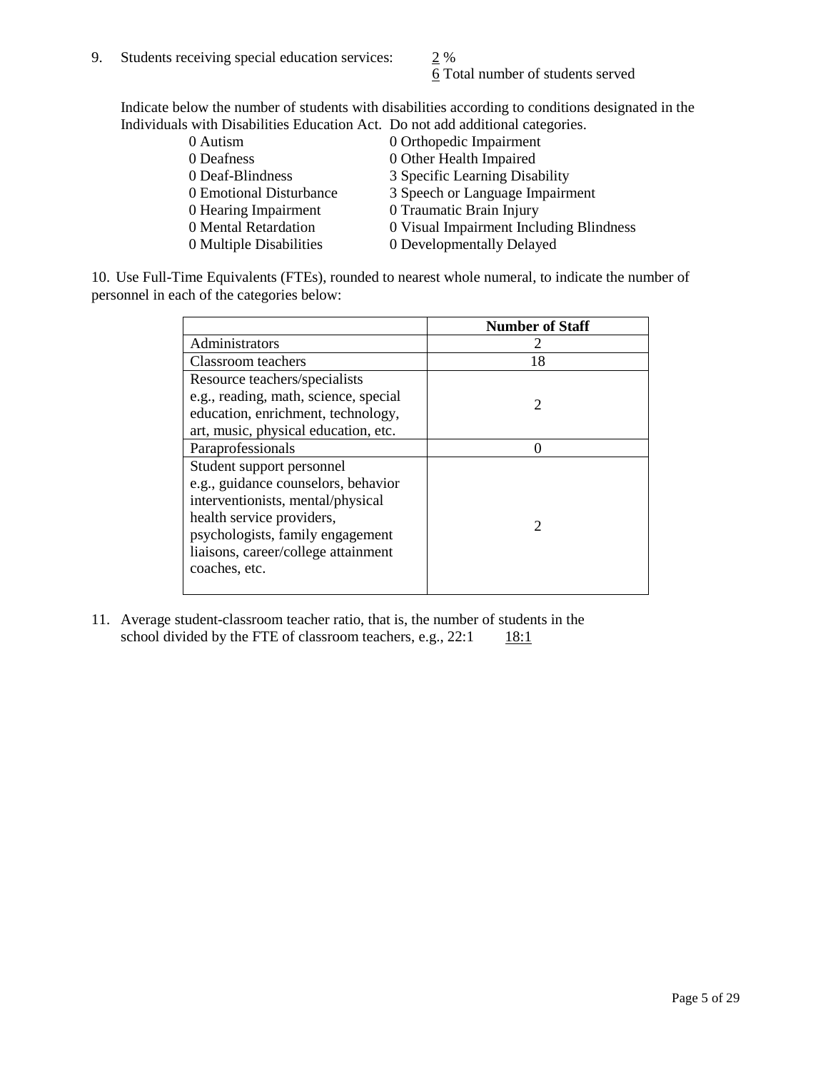9. Students receiving special education services: 2 %
   6 Total number of students served

Indicate below the number of students with disabilities according to conditions designated in the Individuals with Disabilities Education Act. Do not add additional categories.

| | |
|---|---|
| 0 Autism | 0 Orthopedic Impairment |
| 0 Deafness | 0 Other Health Impaired |
| 0 Deaf-Blindness | 3 Specific Learning Disability |
| 0 Emotional Disturbance | 3 Speech or Language Impairment |
| 0 Hearing Impairment | 0 Traumatic Brain Injury |
| 0 Mental Retardation | 0 Visual Impairment Including Blindness |
| 0 Multiple Disabilities | 0 Developmentally Delayed |

10. Use Full-Time Equivalents (FTEs), rounded to nearest whole numeral, to indicate the number of personnel in each of the categories below:

| | Number of Staff |
|---|---|
| Administrators | 2 |
| Classroom teachers | 18 |
| Resource teachers/specialists e.g., reading, math, science, special education, enrichment, technology, art, music, physical education, etc. | 2 |
| Paraprofessionals | 0 |
| Student support personnel e.g., guidance counselors, behavior interventionists, mental/physical health service providers, psychologists, family engagement liaisons, career/college attainment coaches, etc. | 2 |

11. Average student-classroom teacher ratio, that is, the number of students in the school divided by the FTE of classroom teachers, e.g., 22:1 18:1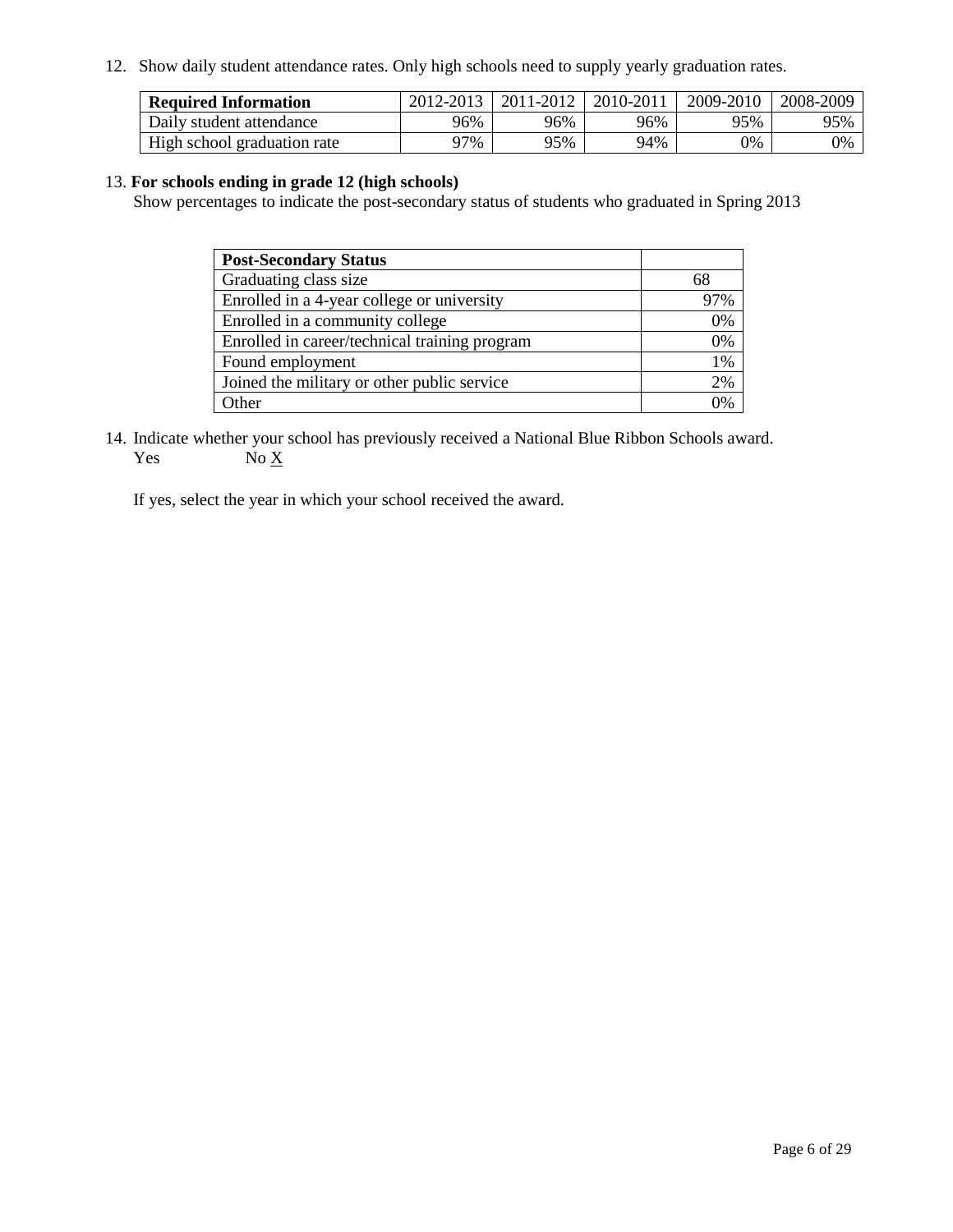12. Show daily student attendance rates. Only high schools need to supply yearly graduation rates.

| **Required Information** | 2012-2013 | 2011-2012 | 2010-2011 | 2009-2010 | 2008-2009 |
|---|---|---|---|---|---|
| Daily student attendance | 96% | 96% | 96% | 95% | 95% |
| High school graduation rate | 97% | 95% | 94% | 0% | 0% |

13. **For schools ending in grade 12 (high schools)**
Show percentages to indicate the post-secondary status of students who graduated in Spring 2013

| **Post-Secondary Status** | |
|---|---|
| Graduating class size | 68 |
| Enrolled in a 4-year college or university | 97% |
| Enrolled in a community college | 0% |
| Enrolled in career/technical training program | 0% |
| Found employment | 1% |
| Joined the military or other public service | 2% |
| Other | 0% |

14. Indicate whether your school has previously received a National Blue Ribbon Schools award.
Yes No X

If yes, select the year in which your school received the award.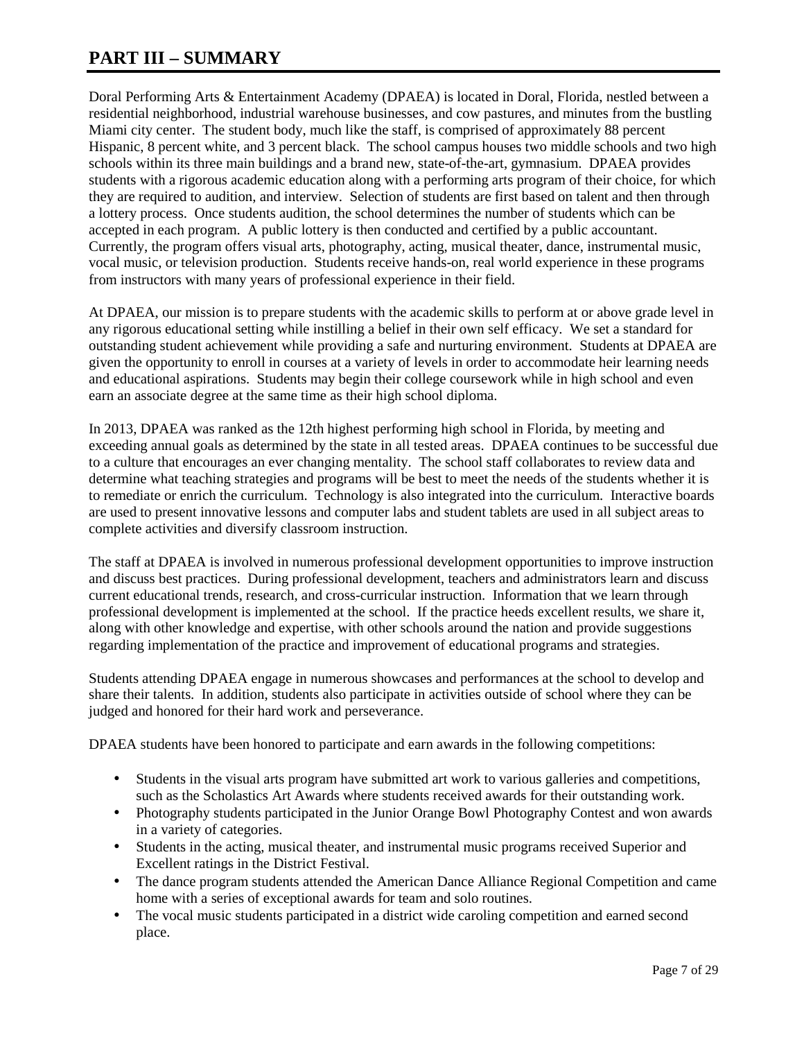# PART III – SUMMARY

Doral Performing Arts & Entertainment Academy (DPAEA) is located in Doral, Florida, nestled between a residential neighborhood, industrial warehouse businesses, and cow pastures, and minutes from the bustling Miami city center. The student body, much like the staff, is comprised of approximately 88 percent Hispanic, 8 percent white, and 3 percent black. The school campus houses two middle schools and two high schools within its three main buildings and a brand new, state-of-the-art, gymnasium. DPAEA provides students with a rigorous academic education along with a performing arts program of their choice, for which they are required to audition, and interview. Selection of students are first based on talent and then through a lottery process. Once students audition, the school determines the number of students which can be accepted in each program. A public lottery is then conducted and certified by a public accountant. Currently, the program offers visual arts, photography, acting, musical theater, dance, instrumental music, vocal music, or television production. Students receive hands-on, real world experience in these programs from instructors with many years of professional experience in their field.

At DPAEA, our mission is to prepare students with the academic skills to perform at or above grade level in any rigorous educational setting while instilling a belief in their own self efficacy. We set a standard for outstanding student achievement while providing a safe and nurturing environment. Students at DPAEA are given the opportunity to enroll in courses at a variety of levels in order to accommodate heir learning needs and educational aspirations. Students may begin their college coursework while in high school and even earn an associate degree at the same time as their high school diploma.

In 2013, DPAEA was ranked as the 12th highest performing high school in Florida, by meeting and exceeding annual goals as determined by the state in all tested areas. DPAEA continues to be successful due to a culture that encourages an ever changing mentality. The school staff collaborates to review data and determine what teaching strategies and programs will be best to meet the needs of the students whether it is to remediate or enrich the curriculum. Technology is also integrated into the curriculum. Interactive boards are used to present innovative lessons and computer labs and student tablets are used in all subject areas to complete activities and diversify classroom instruction.

The staff at DPAEA is involved in numerous professional development opportunities to improve instruction and discuss best practices. During professional development, teachers and administrators learn and discuss current educational trends, research, and cross-curricular instruction. Information that we learn through professional development is implemented at the school. If the practice heeds excellent results, we share it, along with other knowledge and expertise, with other schools around the nation and provide suggestions regarding implementation of the practice and improvement of educational programs and strategies.

Students attending DPAEA engage in numerous showcases and performances at the school to develop and share their talents. In addition, students also participate in activities outside of school where they can be judged and honored for their hard work and perseverance.

DPAEA students have been honored to participate and earn awards in the following competitions:

- Students in the visual arts program have submitted art work to various galleries and competitions, such as the Scholastics Art Awards where students received awards for their outstanding work.
- Photography students participated in the Junior Orange Bowl Photography Contest and won awards in a variety of categories.
- Students in the acting, musical theater, and instrumental music programs received Superior and Excellent ratings in the District Festival.
- The dance program students attended the American Dance Alliance Regional Competition and came home with a series of exceptional awards for team and solo routines.
- The vocal music students participated in a district wide caroling competition and earned second place.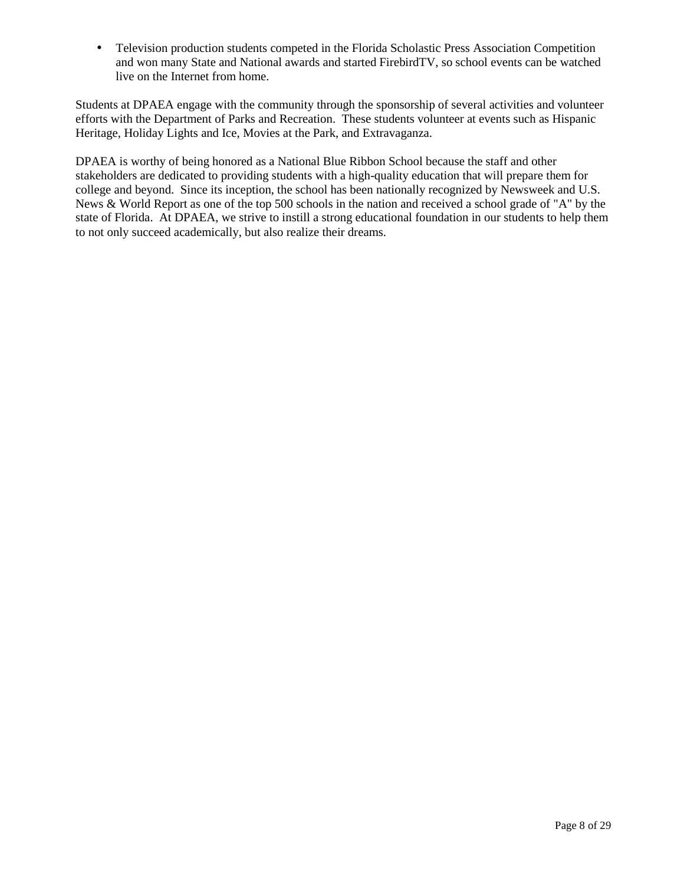- Television production students competed in the Florida Scholastic Press Association Competition and won many State and National awards and started FirebirdTV, so school events can be watched live on the Internet from home.

Students at DPAEA engage with the community through the sponsorship of several activities and volunteer efforts with the Department of Parks and Recreation.  These students volunteer at events such as Hispanic Heritage, Holiday Lights and Ice, Movies at the Park, and Extravaganza.

DPAEA is worthy of being honored as a National Blue Ribbon School because the staff and other stakeholders are dedicated to providing students with a high-quality education that will prepare them for college and beyond.  Since its inception, the school has been nationally recognized by Newsweek and U.S. News & World Report as one of the top 500 schools in the nation and received a school grade of "A" by the state of Florida.  At DPAEA, we strive to instill a strong educational foundation in our students to help them to not only succeed academically, but also realize their dreams.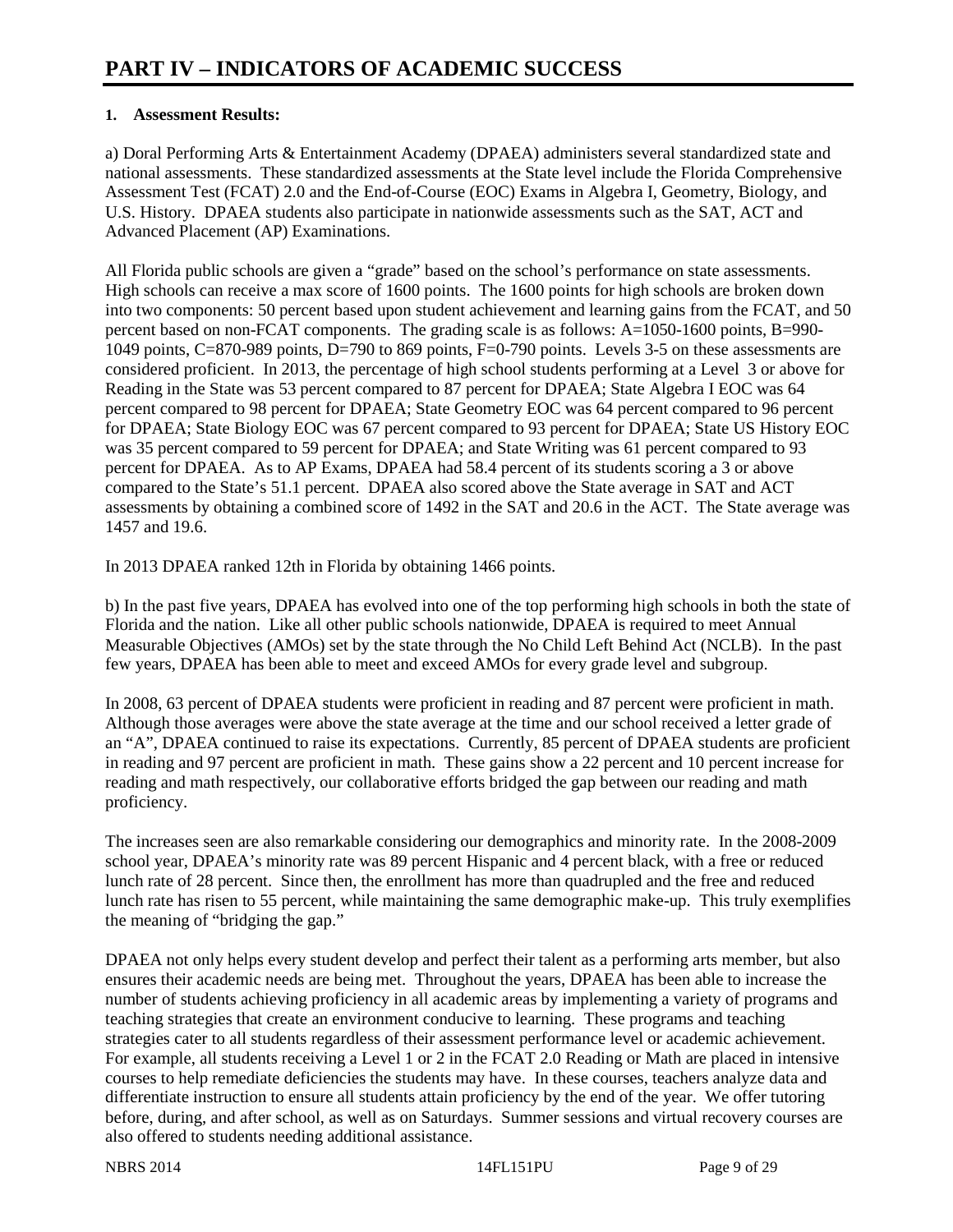# PART IV – INDICATORS OF ACADEMIC SUCCESS

**1. Assessment Results:**

a) Doral Performing Arts & Entertainment Academy (DPAEA) administers several standardized state and national assessments. These standardized assessments at the State level include the Florida Comprehensive Assessment Test (FCAT) 2.0 and the End-of-Course (EOC) Exams in Algebra I, Geometry, Biology, and U.S. History. DPAEA students also participate in nationwide assessments such as the SAT, ACT and Advanced Placement (AP) Examinations.

All Florida public schools are given a "grade" based on the school's performance on state assessments. High schools can receive a max score of 1600 points. The 1600 points for high schools are broken down into two components: 50 percent based upon student achievement and learning gains from the FCAT, and 50 percent based on non-FCAT components. The grading scale is as follows: A=1050-1600 points, B=990-1049 points, C=870-989 points, D=790 to 869 points, F=0-790 points. Levels 3-5 on these assessments are considered proficient. In 2013, the percentage of high school students performing at a Level 3 or above for Reading in the State was 53 percent compared to 87 percent for DPAEA; State Algebra I EOC was 64 percent compared to 98 percent for DPAEA; State Geometry EOC was 64 percent compared to 96 percent for DPAEA; State Biology EOC was 67 percent compared to 93 percent for DPAEA; State US History EOC was 35 percent compared to 59 percent for DPAEA; and State Writing was 61 percent compared to 93 percent for DPAEA. As to AP Exams, DPAEA had 58.4 percent of its students scoring a 3 or above compared to the State's 51.1 percent. DPAEA also scored above the State average in SAT and ACT assessments by obtaining a combined score of 1492 in the SAT and 20.6 in the ACT. The State average was 1457 and 19.6.

In 2013 DPAEA ranked 12th in Florida by obtaining 1466 points.

b) In the past five years, DPAEA has evolved into one of the top performing high schools in both the state of Florida and the nation. Like all other public schools nationwide, DPAEA is required to meet Annual Measurable Objectives (AMOs) set by the state through the No Child Left Behind Act (NCLB). In the past few years, DPAEA has been able to meet and exceed AMOs for every grade level and subgroup.

In 2008, 63 percent of DPAEA students were proficient in reading and 87 percent were proficient in math. Although those averages were above the state average at the time and our school received a letter grade of an "A", DPAEA continued to raise its expectations. Currently, 85 percent of DPAEA students are proficient in reading and 97 percent are proficient in math. These gains show a 22 percent and 10 percent increase for reading and math respectively, our collaborative efforts bridged the gap between our reading and math proficiency.

The increases seen are also remarkable considering our demographics and minority rate. In the 2008-2009 school year, DPAEA's minority rate was 89 percent Hispanic and 4 percent black, with a free or reduced lunch rate of 28 percent. Since then, the enrollment has more than quadrupled and the free and reduced lunch rate has risen to 55 percent, while maintaining the same demographic make-up. This truly exemplifies the meaning of "bridging the gap."

DPAEA not only helps every student develop and perfect their talent as a performing arts member, but also ensures their academic needs are being met. Throughout the years, DPAEA has been able to increase the number of students achieving proficiency in all academic areas by implementing a variety of programs and teaching strategies that create an environment conducive to learning. These programs and teaching strategies cater to all students regardless of their assessment performance level or academic achievement. For example, all students receiving a Level 1 or 2 in the FCAT 2.0 Reading or Math are placed in intensive courses to help remediate deficiencies the students may have. In these courses, teachers analyze data and differentiate instruction to ensure all students attain proficiency by the end of the year. We offer tutoring before, during, and after school, as well as on Saturdays. Summer sessions and virtual recovery courses are also offered to students needing additional assistance.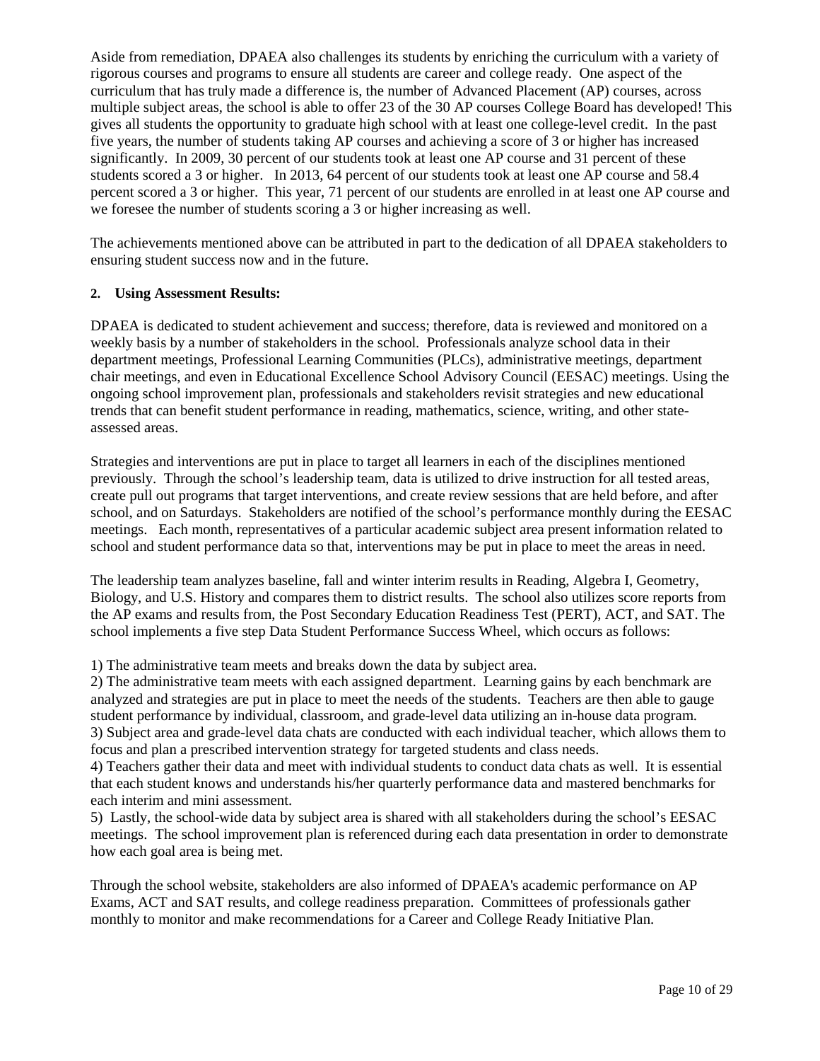Aside from remediation, DPAEA also challenges its students by enriching the curriculum with a variety of rigorous courses and programs to ensure all students are career and college ready. One aspect of the curriculum that has truly made a difference is, the number of Advanced Placement (AP) courses, across multiple subject areas, the school is able to offer 23 of the 30 AP courses College Board has developed! This gives all students the opportunity to graduate high school with at least one college-level credit. In the past five years, the number of students taking AP courses and achieving a score of 3 or higher has increased significantly. In 2009, 30 percent of our students took at least one AP course and 31 percent of these students scored a 3 or higher. In 2013, 64 percent of our students took at least one AP course and 58.4 percent scored a 3 or higher. This year, 71 percent of our students are enrolled in at least one AP course and we foresee the number of students scoring a 3 or higher increasing as well.

The achievements mentioned above can be attributed in part to the dedication of all DPAEA stakeholders to ensuring student success now and in the future.

**2. Using Assessment Results:**

DPAEA is dedicated to student achievement and success; therefore, data is reviewed and monitored on a weekly basis by a number of stakeholders in the school. Professionals analyze school data in their department meetings, Professional Learning Communities (PLCs), administrative meetings, department chair meetings, and even in Educational Excellence School Advisory Council (EESAC) meetings. Using the ongoing school improvement plan, professionals and stakeholders revisit strategies and new educational trends that can benefit student performance in reading, mathematics, science, writing, and other state-assessed areas.

Strategies and interventions are put in place to target all learners in each of the disciplines mentioned previously. Through the school's leadership team, data is utilized to drive instruction for all tested areas, create pull out programs that target interventions, and create review sessions that are held before, and after school, and on Saturdays. Stakeholders are notified of the school's performance monthly during the EESAC meetings. Each month, representatives of a particular academic subject area present information related to school and student performance data so that, interventions may be put in place to meet the areas in need.

The leadership team analyzes baseline, fall and winter interim results in Reading, Algebra I, Geometry, Biology, and U.S. History and compares them to district results. The school also utilizes score reports from the AP exams and results from, the Post Secondary Education Readiness Test (PERT), ACT, and SAT. The school implements a five step Data Student Performance Success Wheel, which occurs as follows:

1) The administrative team meets and breaks down the data by subject area.
2) The administrative team meets with each assigned department. Learning gains by each benchmark are analyzed and strategies are put in place to meet the needs of the students. Teachers are then able to gauge student performance by individual, classroom, and grade-level data utilizing an in-house data program.
3) Subject area and grade-level data chats are conducted with each individual teacher, which allows them to focus and plan a prescribed intervention strategy for targeted students and class needs.
4) Teachers gather their data and meet with individual students to conduct data chats as well. It is essential that each student knows and understands his/her quarterly performance data and mastered benchmarks for each interim and mini assessment.
5) Lastly, the school-wide data by subject area is shared with all stakeholders during the school's EESAC meetings. The school improvement plan is referenced during each data presentation in order to demonstrate how each goal area is being met.

Through the school website, stakeholders are also informed of DPAEA's academic performance on AP Exams, ACT and SAT results, and college readiness preparation. Committees of professionals gather monthly to monitor and make recommendations for a Career and College Ready Initiative Plan.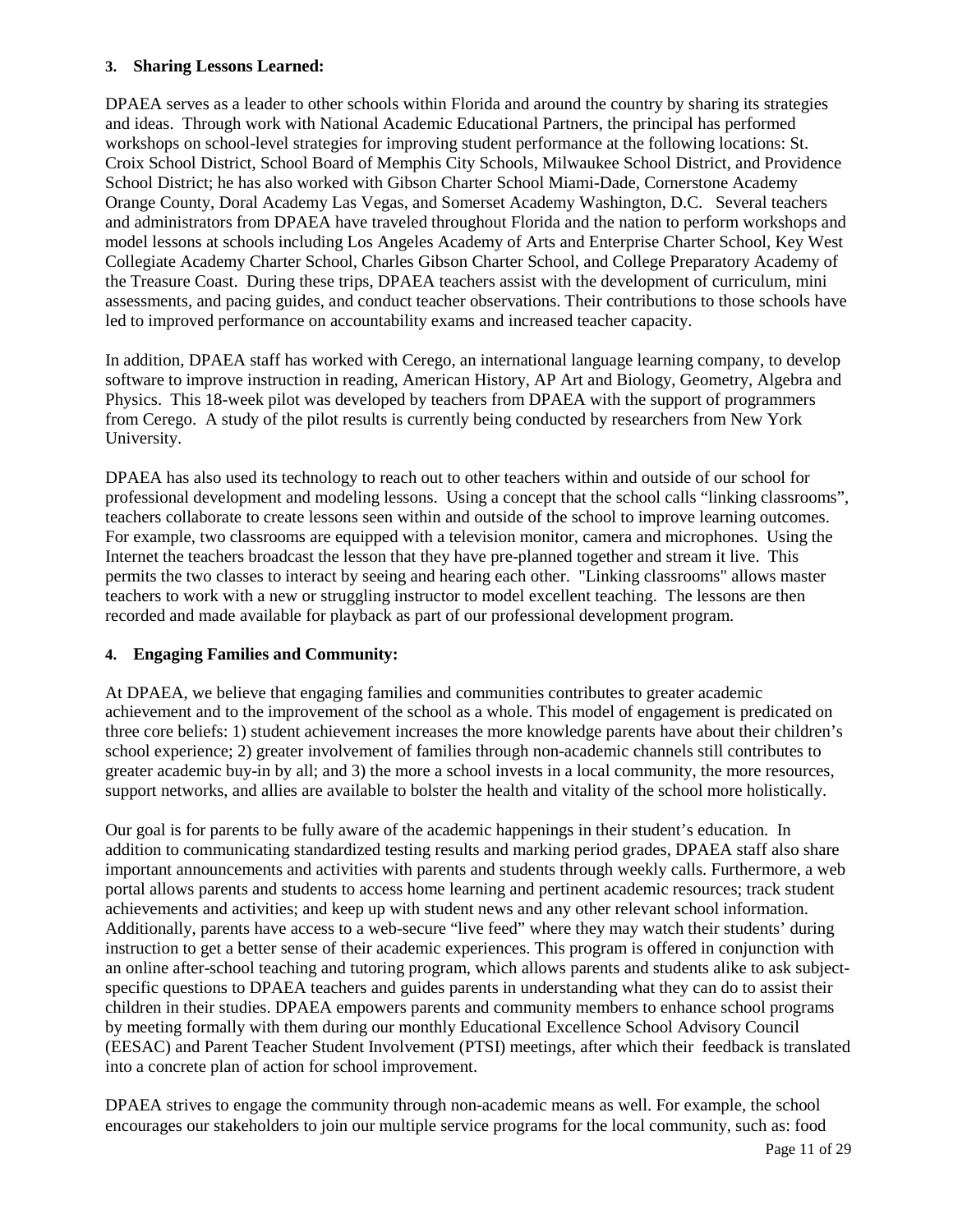### 3. Sharing Lessons Learned:

DPAEA serves as a leader to other schools within Florida and around the country by sharing its strategies and ideas. Through work with National Academic Educational Partners, the principal has performed workshops on school-level strategies for improving student performance at the following locations: St. Croix School District, School Board of Memphis City Schools, Milwaukee School District, and Providence School District; he has also worked with Gibson Charter School Miami-Dade, Cornerstone Academy Orange County, Doral Academy Las Vegas, and Somerset Academy Washington, D.C. Several teachers and administrators from DPAEA have traveled throughout Florida and the nation to perform workshops and model lessons at schools including Los Angeles Academy of Arts and Enterprise Charter School, Key West Collegiate Academy Charter School, Charles Gibson Charter School, and College Preparatory Academy of the Treasure Coast. During these trips, DPAEA teachers assist with the development of curriculum, mini assessments, and pacing guides, and conduct teacher observations. Their contributions to those schools have led to improved performance on accountability exams and increased teacher capacity.

In addition, DPAEA staff has worked with Cerego, an international language learning company, to develop software to improve instruction in reading, American History, AP Art and Biology, Geometry, Algebra and Physics. This 18-week pilot was developed by teachers from DPAEA with the support of programmers from Cerego. A study of the pilot results is currently being conducted by researchers from New York University.

DPAEA has also used its technology to reach out to other teachers within and outside of our school for professional development and modeling lessons. Using a concept that the school calls "linking classrooms", teachers collaborate to create lessons seen within and outside of the school to improve learning outcomes. For example, two classrooms are equipped with a television monitor, camera and microphones. Using the Internet the teachers broadcast the lesson that they have pre-planned together and stream it live. This permits the two classes to interact by seeing and hearing each other. "Linking classrooms" allows master teachers to work with a new or struggling instructor to model excellent teaching. The lessons are then recorded and made available for playback as part of our professional development program.

### 4. Engaging Families and Community:

At DPAEA, we believe that engaging families and communities contributes to greater academic achievement and to the improvement of the school as a whole. This model of engagement is predicated on three core beliefs: 1) student achievement increases the more knowledge parents have about their children's school experience; 2) greater involvement of families through non-academic channels still contributes to greater academic buy-in by all; and 3) the more a school invests in a local community, the more resources, support networks, and allies are available to bolster the health and vitality of the school more holistically.

Our goal is for parents to be fully aware of the academic happenings in their student's education. In addition to communicating standardized testing results and marking period grades, DPAEA staff also share important announcements and activities with parents and students through weekly calls. Furthermore, a web portal allows parents and students to access home learning and pertinent academic resources; track student achievements and activities; and keep up with student news and any other relevant school information. Additionally, parents have access to a web-secure "live feed" where they may watch their students' during instruction to get a better sense of their academic experiences. This program is offered in conjunction with an online after-school teaching and tutoring program, which allows parents and students alike to ask subject-specific questions to DPAEA teachers and guides parents in understanding what they can do to assist their children in their studies. DPAEA empowers parents and community members to enhance school programs by meeting formally with them during our monthly Educational Excellence School Advisory Council (EESAC) and Parent Teacher Student Involvement (PTSI) meetings, after which their feedback is translated into a concrete plan of action for school improvement.

DPAEA strives to engage the community through non-academic means as well. For example, the school encourages our stakeholders to join our multiple service programs for the local community, such as: food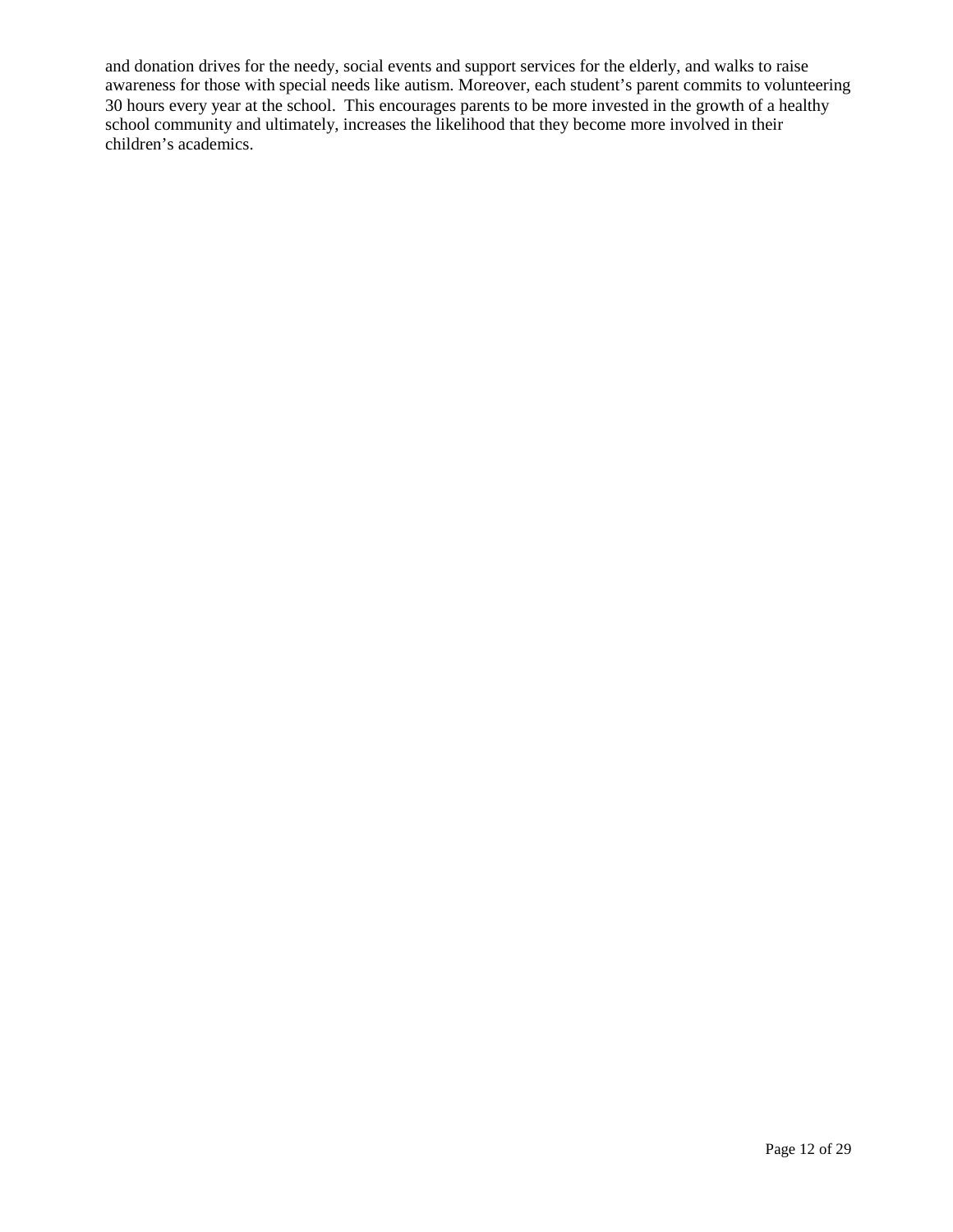and donation drives for the needy, social events and support services for the elderly, and walks to raise awareness for those with special needs like autism. Moreover, each student's parent commits to volunteering 30 hours every year at the school. This encourages parents to be more invested in the growth of a healthy school community and ultimately, increases the likelihood that they become more involved in their children's academics.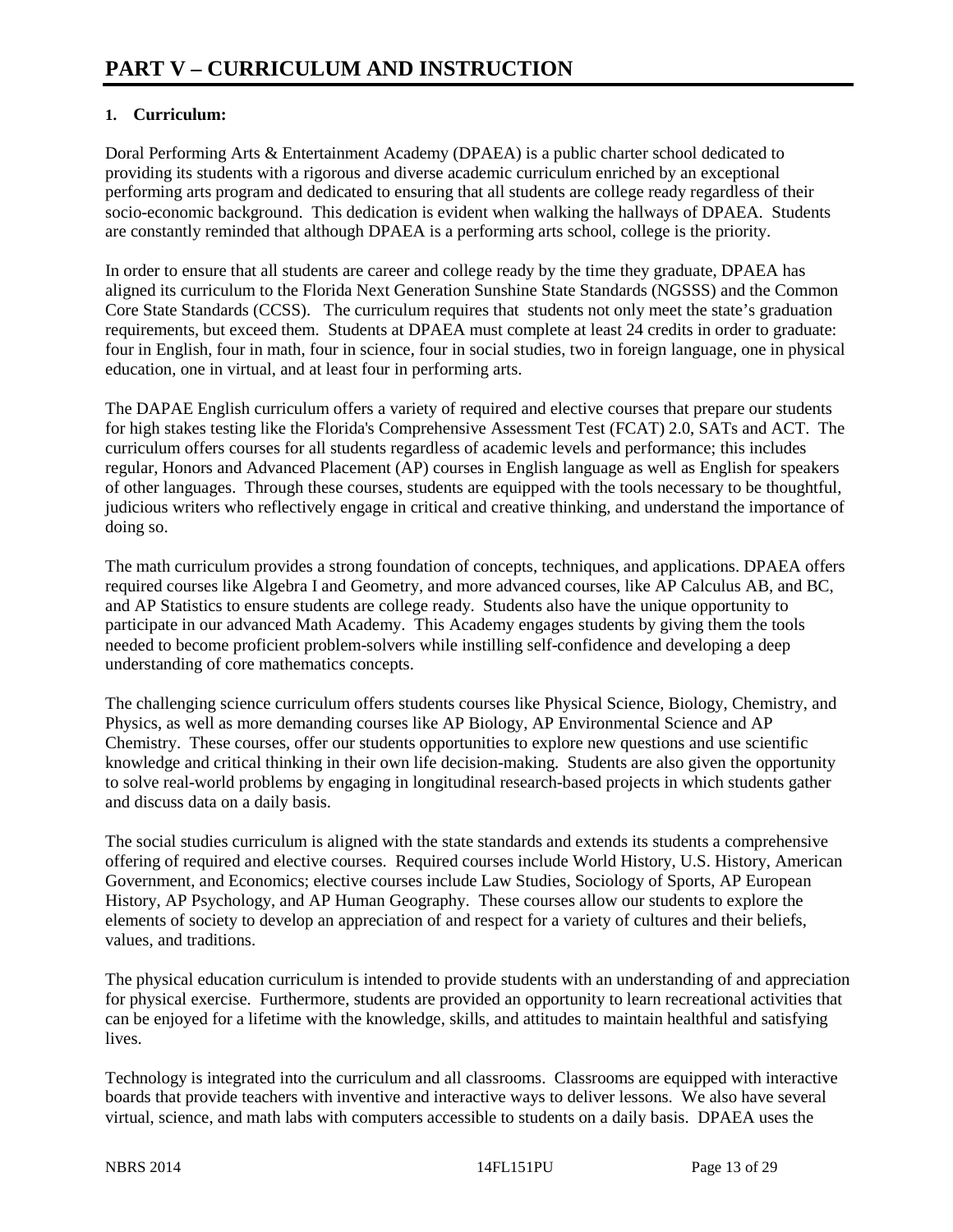# PART V – CURRICULUM AND INSTRUCTION

**1. Curriculum:**

Doral Performing Arts & Entertainment Academy (DPAEA) is a public charter school dedicated to providing its students with a rigorous and diverse academic curriculum enriched by an exceptional performing arts program and dedicated to ensuring that all students are college ready regardless of their socio-economic background. This dedication is evident when walking the hallways of DPAEA. Students are constantly reminded that although DPAEA is a performing arts school, college is the priority.

In order to ensure that all students are career and college ready by the time they graduate, DPAEA has aligned its curriculum to the Florida Next Generation Sunshine State Standards (NGSSS) and the Common Core State Standards (CCSS). The curriculum requires that students not only meet the state's graduation requirements, but exceed them. Students at DPAEA must complete at least 24 credits in order to graduate: four in English, four in math, four in science, four in social studies, two in foreign language, one in physical education, one in virtual, and at least four in performing arts.

The DAPAE English curriculum offers a variety of required and elective courses that prepare our students for high stakes testing like the Florida's Comprehensive Assessment Test (FCAT) 2.0, SATs and ACT. The curriculum offers courses for all students regardless of academic levels and performance; this includes regular, Honors and Advanced Placement (AP) courses in English language as well as English for speakers of other languages. Through these courses, students are equipped with the tools necessary to be thoughtful, judicious writers who reflectively engage in critical and creative thinking, and understand the importance of doing so.

The math curriculum provides a strong foundation of concepts, techniques, and applications. DPAEA offers required courses like Algebra I and Geometry, and more advanced courses, like AP Calculus AB, and BC, and AP Statistics to ensure students are college ready. Students also have the unique opportunity to participate in our advanced Math Academy. This Academy engages students by giving them the tools needed to become proficient problem-solvers while instilling self-confidence and developing a deep understanding of core mathematics concepts.

The challenging science curriculum offers students courses like Physical Science, Biology, Chemistry, and Physics, as well as more demanding courses like AP Biology, AP Environmental Science and AP Chemistry. These courses, offer our students opportunities to explore new questions and use scientific knowledge and critical thinking in their own life decision-making. Students are also given the opportunity to solve real-world problems by engaging in longitudinal research-based projects in which students gather and discuss data on a daily basis.

The social studies curriculum is aligned with the state standards and extends its students a comprehensive offering of required and elective courses. Required courses include World History, U.S. History, American Government, and Economics; elective courses include Law Studies, Sociology of Sports, AP European History, AP Psychology, and AP Human Geography. These courses allow our students to explore the elements of society to develop an appreciation of and respect for a variety of cultures and their beliefs, values, and traditions.

The physical education curriculum is intended to provide students with an understanding of and appreciation for physical exercise. Furthermore, students are provided an opportunity to learn recreational activities that can be enjoyed for a lifetime with the knowledge, skills, and attitudes to maintain healthful and satisfying lives.

Technology is integrated into the curriculum and all classrooms. Classrooms are equipped with interactive boards that provide teachers with inventive and interactive ways to deliver lessons. We also have several virtual, science, and math labs with computers accessible to students on a daily basis. DPAEA uses the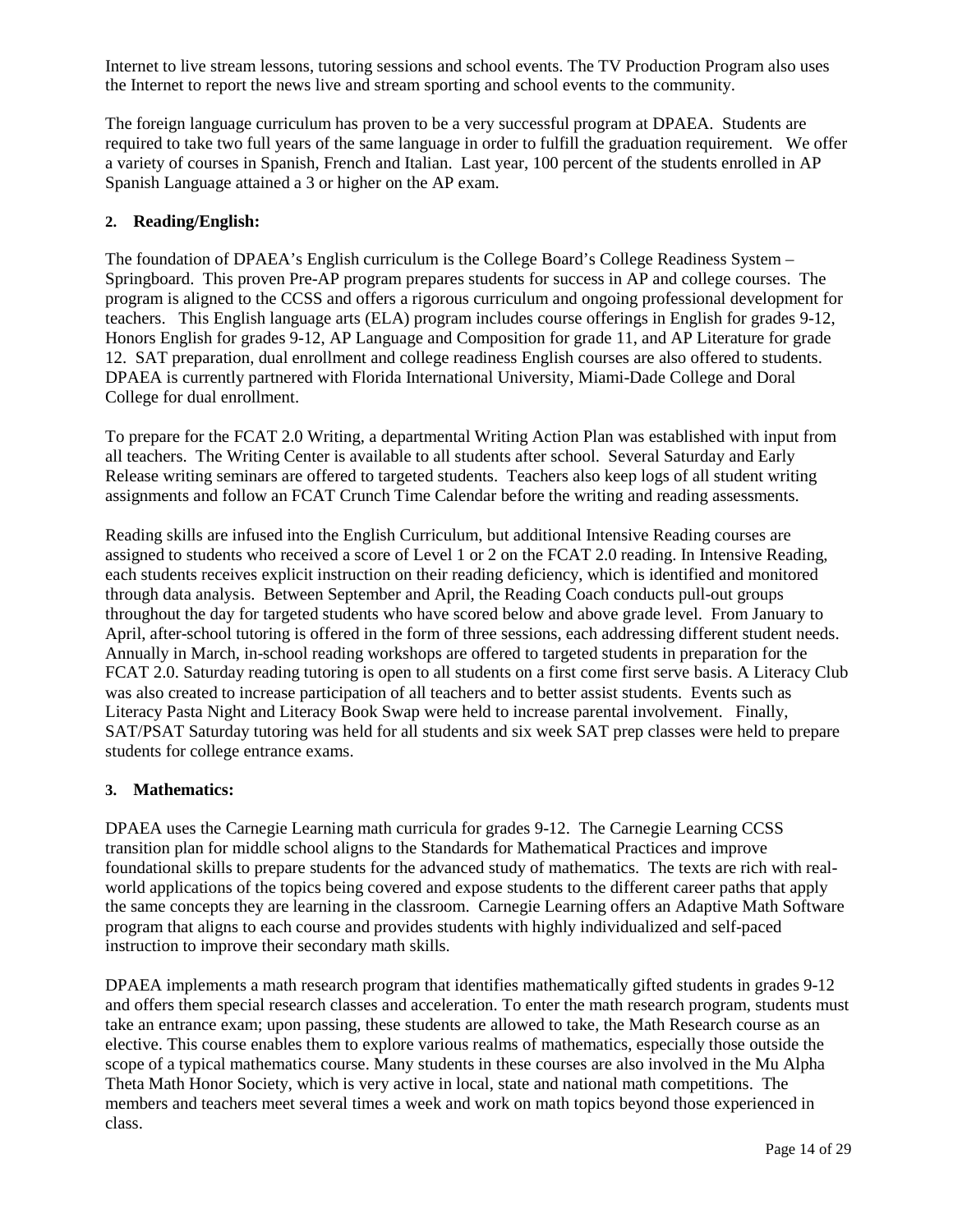Internet to live stream lessons, tutoring sessions and school events. The TV Production Program also uses the Internet to report the news live and stream sporting and school events to the community.

The foreign language curriculum has proven to be a very successful program at DPAEA. Students are required to take two full years of the same language in order to fulfill the graduation requirement. We offer a variety of courses in Spanish, French and Italian. Last year, 100 percent of the students enrolled in AP Spanish Language attained a 3 or higher on the AP exam.

## 2. Reading/English:

The foundation of DPAEA's English curriculum is the College Board's College Readiness System – Springboard. This proven Pre-AP program prepares students for success in AP and college courses. The program is aligned to the CCSS and offers a rigorous curriculum and ongoing professional development for teachers. This English language arts (ELA) program includes course offerings in English for grades 9-12, Honors English for grades 9-12, AP Language and Composition for grade 11, and AP Literature for grade 12. SAT preparation, dual enrollment and college readiness English courses are also offered to students. DPAEA is currently partnered with Florida International University, Miami-Dade College and Doral College for dual enrollment.

To prepare for the FCAT 2.0 Writing, a departmental Writing Action Plan was established with input from all teachers. The Writing Center is available to all students after school. Several Saturday and Early Release writing seminars are offered to targeted students. Teachers also keep logs of all student writing assignments and follow an FCAT Crunch Time Calendar before the writing and reading assessments.

Reading skills are infused into the English Curriculum, but additional Intensive Reading courses are assigned to students who received a score of Level 1 or 2 on the FCAT 2.0 reading. In Intensive Reading, each students receives explicit instruction on their reading deficiency, which is identified and monitored through data analysis. Between September and April, the Reading Coach conducts pull-out groups throughout the day for targeted students who have scored below and above grade level. From January to April, after-school tutoring is offered in the form of three sessions, each addressing different student needs. Annually in March, in-school reading workshops are offered to targeted students in preparation for the FCAT 2.0. Saturday reading tutoring is open to all students on a first come first serve basis. A Literacy Club was also created to increase participation of all teachers and to better assist students. Events such as Literacy Pasta Night and Literacy Book Swap were held to increase parental involvement. Finally, SAT/PSAT Saturday tutoring was held for all students and six week SAT prep classes were held to prepare students for college entrance exams.

## 3. Mathematics:

DPAEA uses the Carnegie Learning math curricula for grades 9-12. The Carnegie Learning CCSS transition plan for middle school aligns to the Standards for Mathematical Practices and improve foundational skills to prepare students for the advanced study of mathematics. The texts are rich with real-world applications of the topics being covered and expose students to the different career paths that apply the same concepts they are learning in the classroom. Carnegie Learning offers an Adaptive Math Software program that aligns to each course and provides students with highly individualized and self-paced instruction to improve their secondary math skills.

DPAEA implements a math research program that identifies mathematically gifted students in grades 9-12 and offers them special research classes and acceleration. To enter the math research program, students must take an entrance exam; upon passing, these students are allowed to take, the Math Research course as an elective. This course enables them to explore various realms of mathematics, especially those outside the scope of a typical mathematics course. Many students in these courses are also involved in the Mu Alpha Theta Math Honor Society, which is very active in local, state and national math competitions. The members and teachers meet several times a week and work on math topics beyond those experienced in class.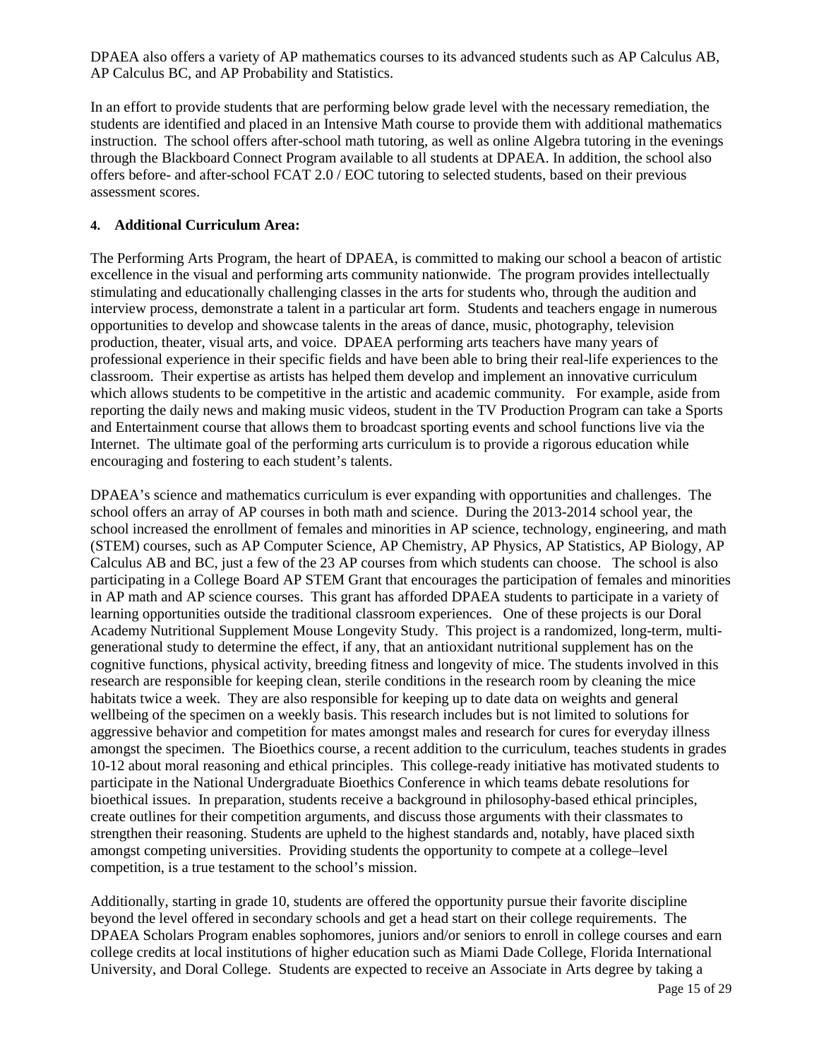DPAEA also offers a variety of AP mathematics courses to its advanced students such as AP Calculus AB, AP Calculus BC, and AP Probability and Statistics.

In an effort to provide students that are performing below grade level with the necessary remediation, the students are identified and placed in an Intensive Math course to provide them with additional mathematics instruction. The school offers after-school math tutoring, as well as online Algebra tutoring in the evenings through the Blackboard Connect Program available to all students at DPAEA. In addition, the school also offers before- and after-school FCAT 2.0 / EOC tutoring to selected students, based on their previous assessment scores.

**4. Additional Curriculum Area:**

The Performing Arts Program, the heart of DPAEA, is committed to making our school a beacon of artistic excellence in the visual and performing arts community nationwide. The program provides intellectually stimulating and educationally challenging classes in the arts for students who, through the audition and interview process, demonstrate a talent in a particular art form. Students and teachers engage in numerous opportunities to develop and showcase talents in the areas of dance, music, photography, television production, theater, visual arts, and voice. DPAEA performing arts teachers have many years of professional experience in their specific fields and have been able to bring their real-life experiences to the classroom. Their expertise as artists has helped them develop and implement an innovative curriculum which allows students to be competitive in the artistic and academic community. For example, aside from reporting the daily news and making music videos, student in the TV Production Program can take a Sports and Entertainment course that allows them to broadcast sporting events and school functions live via the Internet. The ultimate goal of the performing arts curriculum is to provide a rigorous education while encouraging and fostering to each student's talents.

DPAEA's science and mathematics curriculum is ever expanding with opportunities and challenges. The school offers an array of AP courses in both math and science. During the 2013-2014 school year, the school increased the enrollment of females and minorities in AP science, technology, engineering, and math (STEM) courses, such as AP Computer Science, AP Chemistry, AP Physics, AP Statistics, AP Biology, AP Calculus AB and BC, just a few of the 23 AP courses from which students can choose. The school is also participating in a College Board AP STEM Grant that encourages the participation of females and minorities in AP math and AP science courses. This grant has afforded DPAEA students to participate in a variety of learning opportunities outside the traditional classroom experiences. One of these projects is our Doral Academy Nutritional Supplement Mouse Longevity Study. This project is a randomized, long-term, multi-generational study to determine the effect, if any, that an antioxidant nutritional supplement has on the cognitive functions, physical activity, breeding fitness and longevity of mice. The students involved in this research are responsible for keeping clean, sterile conditions in the research room by cleaning the mice habitats twice a week. They are also responsible for keeping up to date data on weights and general wellbeing of the specimen on a weekly basis. This research includes but is not limited to solutions for aggressive behavior and competition for mates amongst males and research for cures for everyday illness amongst the specimen. The Bioethics course, a recent addition to the curriculum, teaches students in grades 10-12 about moral reasoning and ethical principles. This college-ready initiative has motivated students to participate in the National Undergraduate Bioethics Conference in which teams debate resolutions for bioethical issues. In preparation, students receive a background in philosophy-based ethical principles, create outlines for their competition arguments, and discuss those arguments with their classmates to strengthen their reasoning. Students are upheld to the highest standards and, notably, have placed sixth amongst competing universities. Providing students the opportunity to compete at a college–level competition, is a true testament to the school's mission.

Additionally, starting in grade 10, students are offered the opportunity pursue their favorite discipline beyond the level offered in secondary schools and get a head start on their college requirements. The DPAEA Scholars Program enables sophomores, juniors and/or seniors to enroll in college courses and earn college credits at local institutions of higher education such as Miami Dade College, Florida International University, and Doral College. Students are expected to receive an Associate in Arts degree by taking a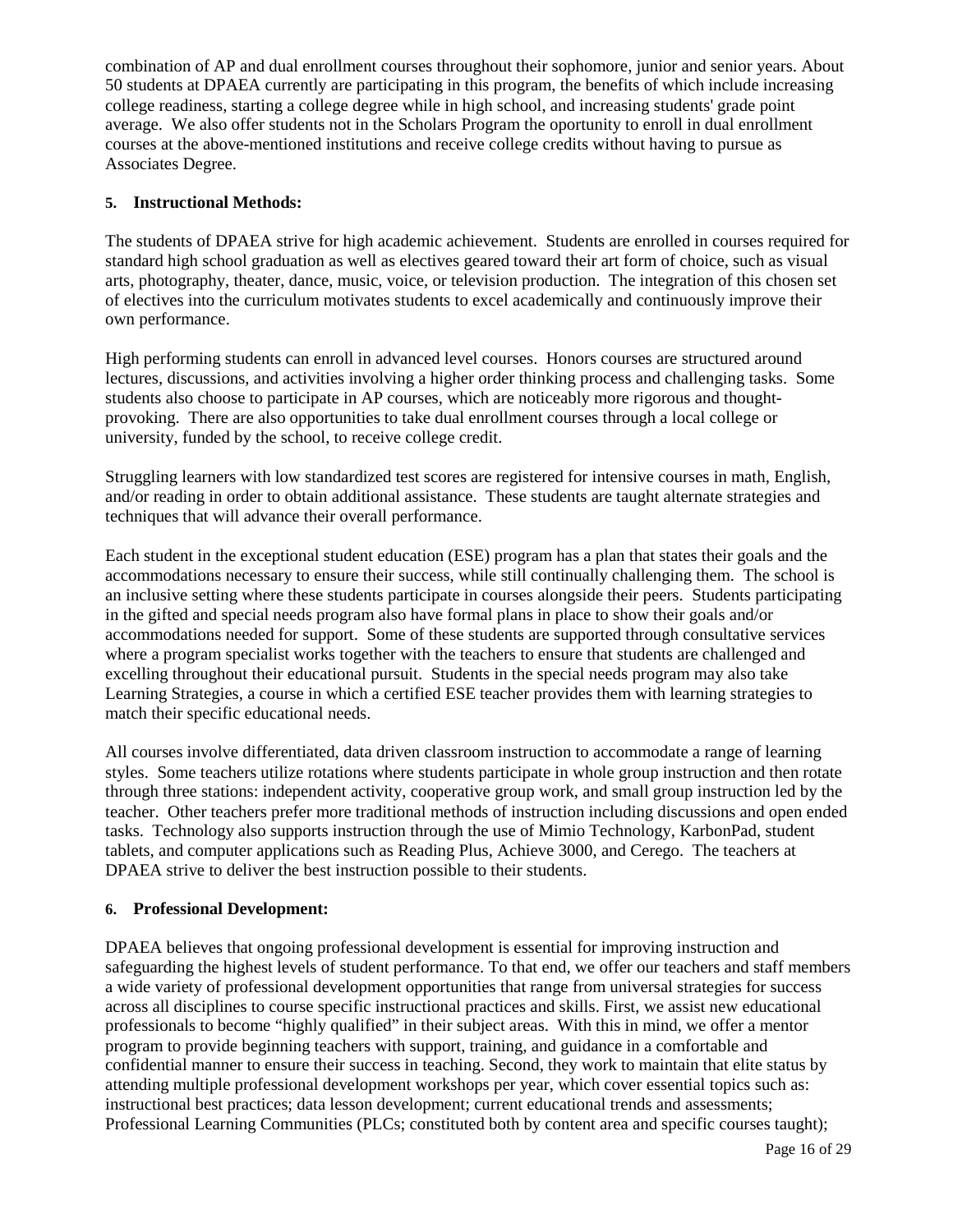combination of AP and dual enrollment courses throughout their sophomore, junior and senior years. About 50 students at DPAEA currently are participating in this program, the benefits of which include increasing college readiness, starting a college degree while in high school, and increasing students' grade point average. We also offer students not in the Scholars Program the oportunity to enroll in dual enrollment courses at the above-mentioned institutions and receive college credits without having to pursue as Associates Degree.

**5. Instructional Methods:**

The students of DPAEA strive for high academic achievement. Students are enrolled in courses required for standard high school graduation as well as electives geared toward their art form of choice, such as visual arts, photography, theater, dance, music, voice, or television production. The integration of this chosen set of electives into the curriculum motivates students to excel academically and continuously improve their own performance.

High performing students can enroll in advanced level courses. Honors courses are structured around lectures, discussions, and activities involving a higher order thinking process and challenging tasks. Some students also choose to participate in AP courses, which are noticeably more rigorous and thought-provoking. There are also opportunities to take dual enrollment courses through a local college or university, funded by the school, to receive college credit.

Struggling learners with low standardized test scores are registered for intensive courses in math, English, and/or reading in order to obtain additional assistance. These students are taught alternate strategies and techniques that will advance their overall performance.

Each student in the exceptional student education (ESE) program has a plan that states their goals and the accommodations necessary to ensure their success, while still continually challenging them. The school is an inclusive setting where these students participate in courses alongside their peers. Students participating in the gifted and special needs program also have formal plans in place to show their goals and/or accommodations needed for support. Some of these students are supported through consultative services where a program specialist works together with the teachers to ensure that students are challenged and excelling throughout their educational pursuit. Students in the special needs program may also take Learning Strategies, a course in which a certified ESE teacher provides them with learning strategies to match their specific educational needs.

All courses involve differentiated, data driven classroom instruction to accommodate a range of learning styles. Some teachers utilize rotations where students participate in whole group instruction and then rotate through three stations: independent activity, cooperative group work, and small group instruction led by the teacher. Other teachers prefer more traditional methods of instruction including discussions and open ended tasks. Technology also supports instruction through the use of Mimio Technology, KarbonPad, student tablets, and computer applications such as Reading Plus, Achieve 3000, and Cerego. The teachers at DPAEA strive to deliver the best instruction possible to their students.

**6. Professional Development:**

DPAEA believes that ongoing professional development is essential for improving instruction and safeguarding the highest levels of student performance. To that end, we offer our teachers and staff members a wide variety of professional development opportunities that range from universal strategies for success across all disciplines to course specific instructional practices and skills. First, we assist new educational professionals to become "highly qualified" in their subject areas. With this in mind, we offer a mentor program to provide beginning teachers with support, training, and guidance in a comfortable and confidential manner to ensure their success in teaching. Second, they work to maintain that elite status by attending multiple professional development workshops per year, which cover essential topics such as: instructional best practices; data lesson development; current educational trends and assessments; Professional Learning Communities (PLCs; constituted both by content area and specific courses taught);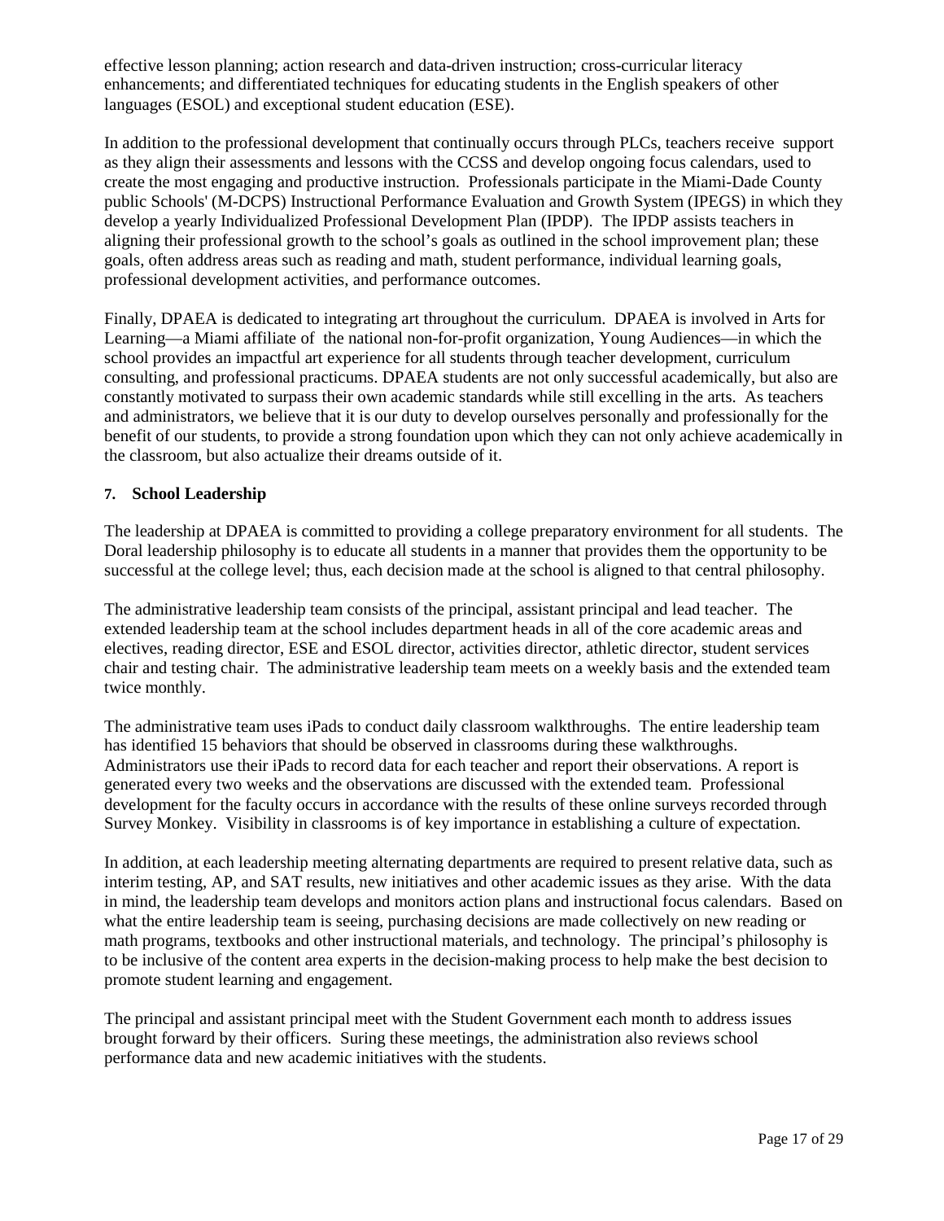effective lesson planning; action research and data-driven instruction; cross-curricular literacy enhancements; and differentiated techniques for educating students in the English speakers of other languages (ESOL) and exceptional student education (ESE).

In addition to the professional development that continually occurs through PLCs, teachers receive support as they align their assessments and lessons with the CCSS and develop ongoing focus calendars, used to create the most engaging and productive instruction. Professionals participate in the Miami-Dade County public Schools' (M-DCPS) Instructional Performance Evaluation and Growth System (IPEGS) in which they develop a yearly Individualized Professional Development Plan (IPDP). The IPDP assists teachers in aligning their professional growth to the school's goals as outlined in the school improvement plan; these goals, often address areas such as reading and math, student performance, individual learning goals, professional development activities, and performance outcomes.

Finally, DPAEA is dedicated to integrating art throughout the curriculum. DPAEA is involved in Arts for Learning—a Miami affiliate of the national non-for-profit organization, Young Audiences—in which the school provides an impactful art experience for all students through teacher development, curriculum consulting, and professional practicums. DPAEA students are not only successful academically, but also are constantly motivated to surpass their own academic standards while still excelling in the arts. As teachers and administrators, we believe that it is our duty to develop ourselves personally and professionally for the benefit of our students, to provide a strong foundation upon which they can not only achieve academically in the classroom, but also actualize their dreams outside of it.

**7. School Leadership**

The leadership at DPAEA is committed to providing a college preparatory environment for all students. The Doral leadership philosophy is to educate all students in a manner that provides them the opportunity to be successful at the college level; thus, each decision made at the school is aligned to that central philosophy.

The administrative leadership team consists of the principal, assistant principal and lead teacher. The extended leadership team at the school includes department heads in all of the core academic areas and electives, reading director, ESE and ESOL director, activities director, athletic director, student services chair and testing chair. The administrative leadership team meets on a weekly basis and the extended team twice monthly.

The administrative team uses iPads to conduct daily classroom walkthroughs. The entire leadership team has identified 15 behaviors that should be observed in classrooms during these walkthroughs. Administrators use their iPads to record data for each teacher and report their observations. A report is generated every two weeks and the observations are discussed with the extended team. Professional development for the faculty occurs in accordance with the results of these online surveys recorded through Survey Monkey. Visibility in classrooms is of key importance in establishing a culture of expectation.

In addition, at each leadership meeting alternating departments are required to present relative data, such as interim testing, AP, and SAT results, new initiatives and other academic issues as they arise. With the data in mind, the leadership team develops and monitors action plans and instructional focus calendars. Based on what the entire leadership team is seeing, purchasing decisions are made collectively on new reading or math programs, textbooks and other instructional materials, and technology. The principal's philosophy is to be inclusive of the content area experts in the decision-making process to help make the best decision to promote student learning and engagement.

The principal and assistant principal meet with the Student Government each month to address issues brought forward by their officers. Suring these meetings, the administration also reviews school performance data and new academic initiatives with the students.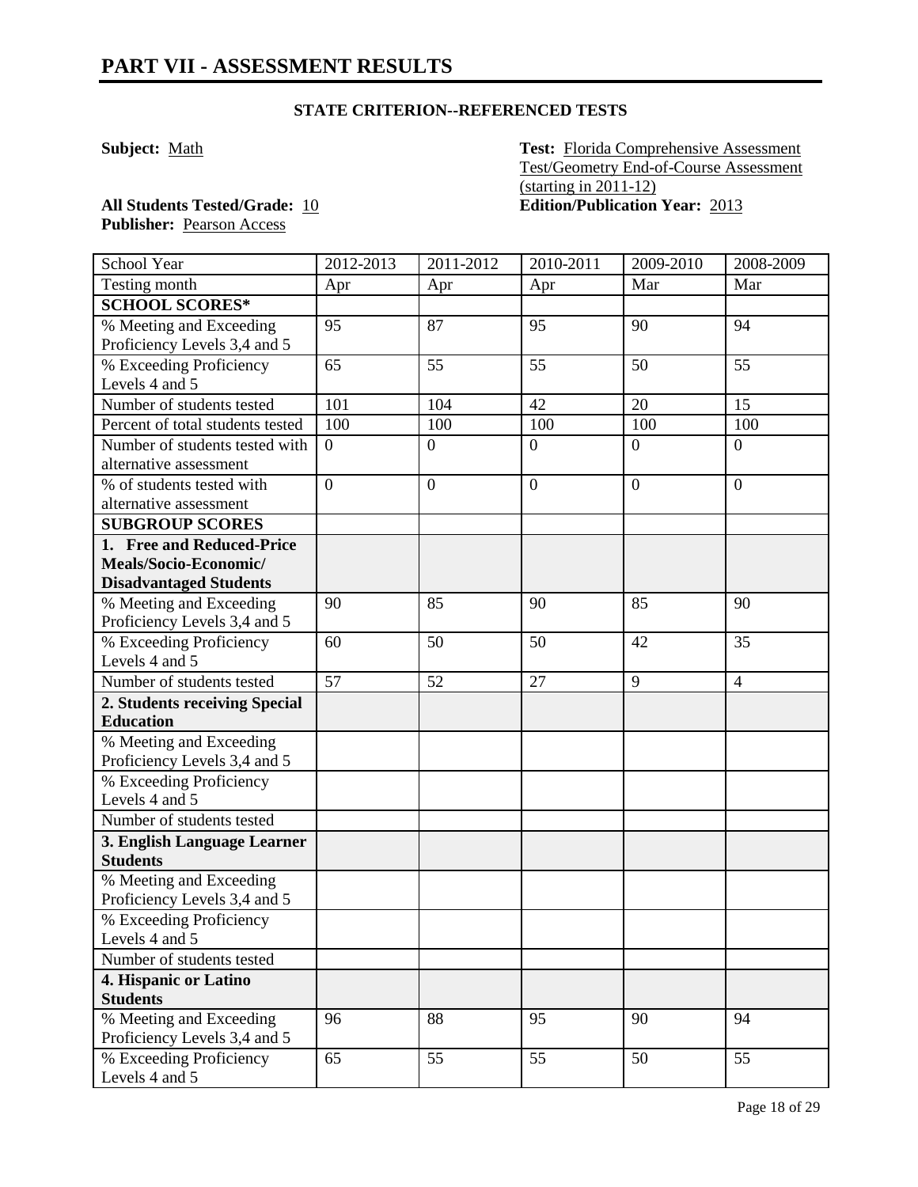# PART VII - ASSESSMENT RESULTS

### STATE CRITERION--REFERENCED TESTS

**Subject:** Math

**Test:** Florida Comprehensive Assessment Test/Geometry End-of-Course Assessment (starting in 2011-12)

**All Students Tested/Grade:** 10

**Edition/Publication Year:** 2013

**Publisher:** Pearson Access

| School Year | 2012-2013 | 2011-2012 | 2010-2011 | 2009-2010 | 2008-2009 |
|---|---|---|---|---|---|
| Testing month | Apr | Apr | Apr | Mar | Mar |
| **SCHOOL SCORES*** | | | | | |
| % Meeting and Exceeding Proficiency Levels 3,4 and 5 | 95 | 87 | 95 | 90 | 94 |
| % Exceeding Proficiency Levels 4 and 5 | 65 | 55 | 55 | 50 | 55 |
| Number of students tested | 101 | 104 | 42 | 20 | 15 |
| Percent of total students tested | 100 | 100 | 100 | 100 | 100 |
| Number of students tested with alternative assessment | 0 | 0 | 0 | 0 | 0 |
| % of students tested with alternative assessment | 0 | 0 | 0 | 0 | 0 |
| **SUBGROUP SCORES** | | | | | |
| **1. Free and Reduced-Price Meals/Socio-Economic/ Disadvantaged Students** | | | | | |
| % Meeting and Exceeding Proficiency Levels 3,4 and 5 | 90 | 85 | 90 | 85 | 90 |
| % Exceeding Proficiency Levels 4 and 5 | 60 | 50 | 50 | 42 | 35 |
| Number of students tested | 57 | 52 | 27 | 9 | 4 |
| **2. Students receiving Special Education** | | | | | |
| % Meeting and Exceeding Proficiency Levels 3,4 and 5 | | | | | |
| % Exceeding Proficiency Levels 4 and 5 | | | | | |
| Number of students tested | | | | | |
| **3. English Language Learner Students** | | | | | |
| % Meeting and Exceeding Proficiency Levels 3,4 and 5 | | | | | |
| % Exceeding Proficiency Levels 4 and 5 | | | | | |
| Number of students tested | | | | | |
| **4. Hispanic or Latino Students** | | | | | |
| % Meeting and Exceeding Proficiency Levels 3,4 and 5 | 96 | 88 | 95 | 90 | 94 |
| % Exceeding Proficiency Levels 4 and 5 | 65 | 55 | 55 | 50 | 55 |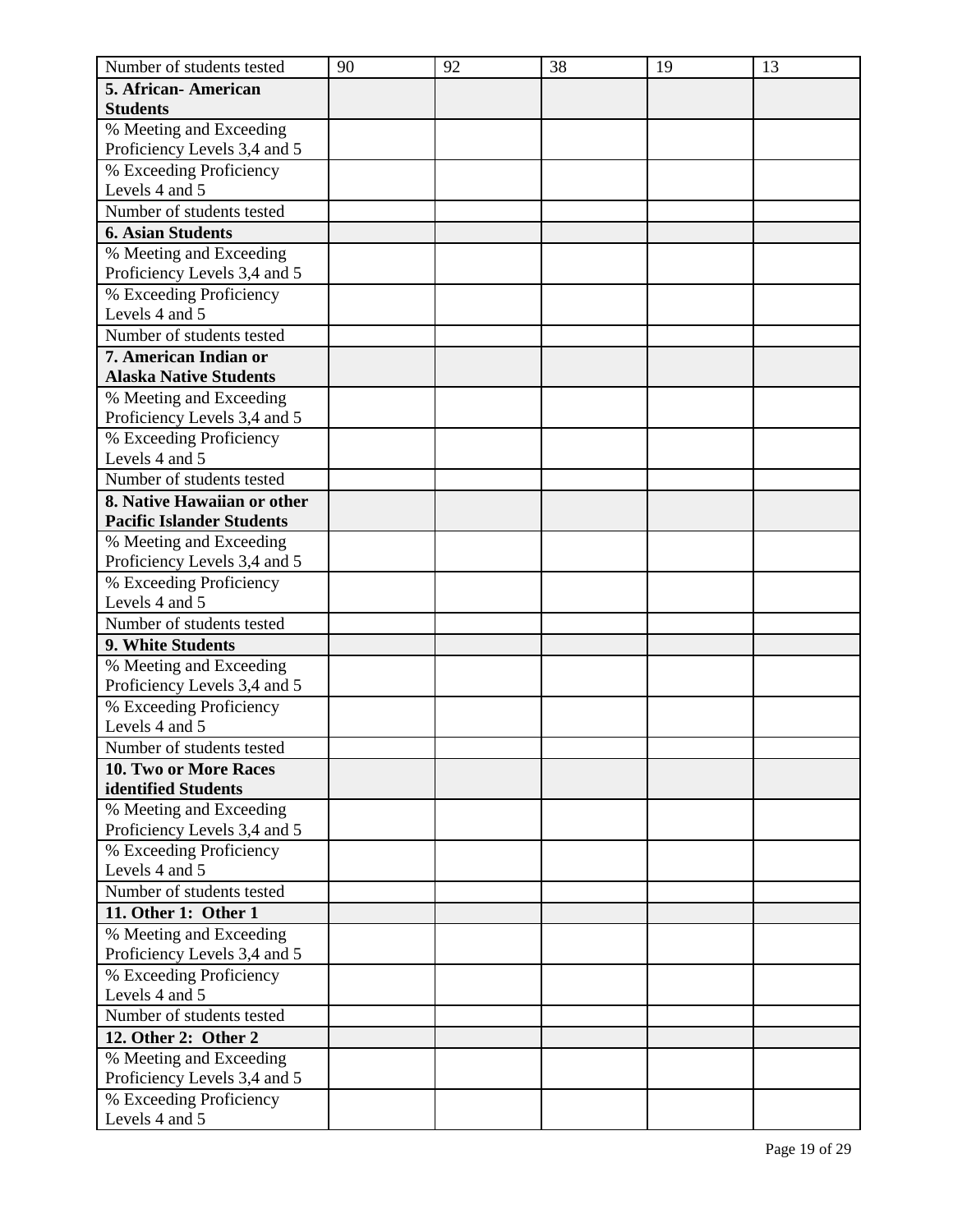| Number of students tested | 90 | 92 | 38 | 19 | 13 |
|---|---|---|---|---|---|
| **5. African- American Students** | | | | | |
| % Meeting and Exceeding Proficiency Levels 3,4 and 5 | | | | | |
| % Exceeding Proficiency Levels 4 and 5 | | | | | |
| Number of students tested | | | | | |
| **6. Asian Students** | | | | | |
| % Meeting and Exceeding Proficiency Levels 3,4 and 5 | | | | | |
| % Exceeding Proficiency Levels 4 and 5 | | | | | |
| Number of students tested | | | | | |
| **7. American Indian or Alaska Native Students** | | | | | |
| % Meeting and Exceeding Proficiency Levels 3,4 and 5 | | | | | |
| % Exceeding Proficiency Levels 4 and 5 | | | | | |
| Number of students tested | | | | | |
| **8. Native Hawaiian or other Pacific Islander Students** | | | | | |
| % Meeting and Exceeding Proficiency Levels 3,4 and 5 | | | | | |
| % Exceeding Proficiency Levels 4 and 5 | | | | | |
| Number of students tested | | | | | |
| **9. White Students** | | | | | |
| % Meeting and Exceeding Proficiency Levels 3,4 and 5 | | | | | |
| % Exceeding Proficiency Levels 4 and 5 | | | | | |
| Number of students tested | | | | | |
| **10. Two or More Races identified Students** | | | | | |
| % Meeting and Exceeding Proficiency Levels 3,4 and 5 | | | | | |
| % Exceeding Proficiency Levels 4 and 5 | | | | | |
| Number of students tested | | | | | |
| **11. Other 1: Other 1** | | | | | |
| % Meeting and Exceeding Proficiency Levels 3,4 and 5 | | | | | |
| % Exceeding Proficiency Levels 4 and 5 | | | | | |
| Number of students tested | | | | | |
| **12. Other 2: Other 2** | | | | | |
| % Meeting and Exceeding Proficiency Levels 3,4 and 5 | | | | | |
| % Exceeding Proficiency Levels 4 and 5 | | | | | |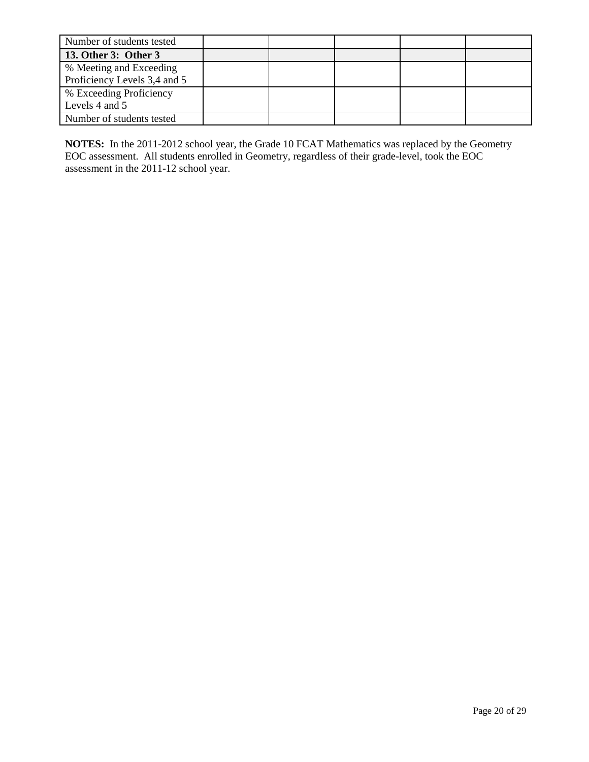| | | | | | |
|---|---|---|---|---|---|
| Number of students tested | | | | | |
| **13. Other 3: Other 3** | | | | | |
| % Meeting and Exceeding Proficiency Levels 3,4 and 5 | | | | | |
| % Exceeding Proficiency Levels 4 and 5 | | | | | |
| Number of students tested | | | | | |

**NOTES:** In the 2011-2012 school year, the Grade 10 FCAT Mathematics was replaced by the Geometry EOC assessment. All students enrolled in Geometry, regardless of their grade-level, took the EOC assessment in the 2011-12 school year.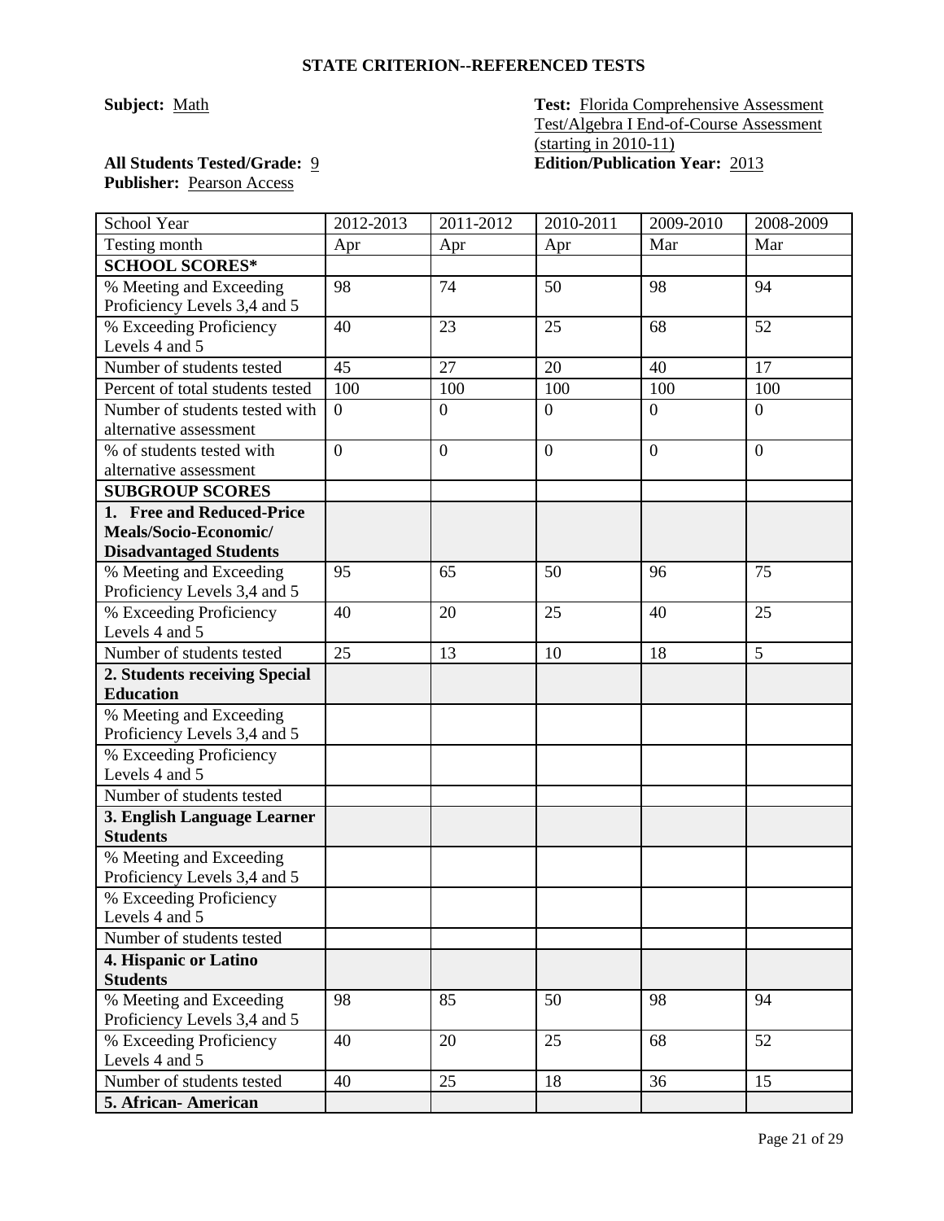### STATE CRITERION--REFERENCED TESTS

**Subject:** Math

**Test:** Florida Comprehensive Assessment Test/Algebra I End-of-Course Assessment (starting in 2010-11)

**All Students Tested/Grade:** 9

**Edition/Publication Year:** 2013

**Publisher:** Pearson Access

| School Year | 2012-2013 | 2011-2012 | 2010-2011 | 2009-2010 | 2008-2009 |
|---|---|---|---|---|---|
| Testing month | Apr | Apr | Apr | Mar | Mar |
| **SCHOOL SCORES*** | | | | | |
| % Meeting and Exceeding Proficiency Levels 3,4 and 5 | 98 | 74 | 50 | 98 | 94 |
| % Exceeding Proficiency Levels 4 and 5 | 40 | 23 | 25 | 68 | 52 |
| Number of students tested | 45 | 27 | 20 | 40 | 17 |
| Percent of total students tested | 100 | 100 | 100 | 100 | 100 |
| Number of students tested with alternative assessment | 0 | 0 | 0 | 0 | 0 |
| % of students tested with alternative assessment | 0 | 0 | 0 | 0 | 0 |
| **SUBGROUP SCORES** | | | | | |
| **1. Free and Reduced-Price Meals/Socio-Economic/ Disadvantaged Students** | | | | | |
| % Meeting and Exceeding Proficiency Levels 3,4 and 5 | 95 | 65 | 50 | 96 | 75 |
| % Exceeding Proficiency Levels 4 and 5 | 40 | 20 | 25 | 40 | 25 |
| Number of students tested | 25 | 13 | 10 | 18 | 5 |
| **2. Students receiving Special Education** | | | | | |
| % Meeting and Exceeding Proficiency Levels 3,4 and 5 | | | | | |
| % Exceeding Proficiency Levels 4 and 5 | | | | | |
| Number of students tested | | | | | |
| **3. English Language Learner Students** | | | | | |
| % Meeting and Exceeding Proficiency Levels 3,4 and 5 | | | | | |
| % Exceeding Proficiency Levels 4 and 5 | | | | | |
| Number of students tested | | | | | |
| **4. Hispanic or Latino Students** | | | | | |
| % Meeting and Exceeding Proficiency Levels 3,4 and 5 | 98 | 85 | 50 | 98 | 94 |
| % Exceeding Proficiency Levels 4 and 5 | 40 | 20 | 25 | 68 | 52 |
| Number of students tested | 40 | 25 | 18 | 36 | 15 |
| **5. African- American** | | | | | |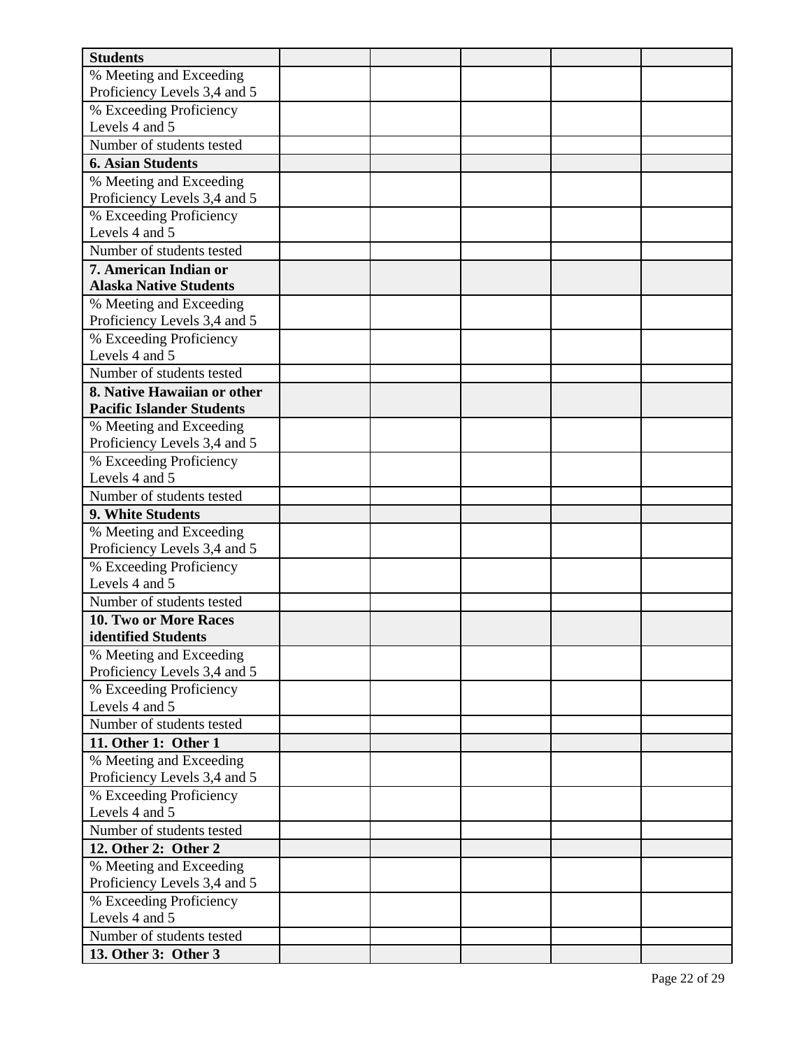| Students | | | | | |
|---|---|---|---|---|---|
| % Meeting and Exceeding Proficiency Levels 3,4 and 5 | | | | | |
| % Exceeding Proficiency Levels 4 and 5 | | | | | |
| Number of students tested | | | | | |
| **6. Asian Students** | | | | | |
| % Meeting and Exceeding Proficiency Levels 3,4 and 5 | | | | | |
| % Exceeding Proficiency Levels 4 and 5 | | | | | |
| Number of students tested | | | | | |
| **7. American Indian or Alaska Native Students** | | | | | |
| % Meeting and Exceeding Proficiency Levels 3,4 and 5 | | | | | |
| % Exceeding Proficiency Levels 4 and 5 | | | | | |
| Number of students tested | | | | | |
| **8. Native Hawaiian or other Pacific Islander Students** | | | | | |
| % Meeting and Exceeding Proficiency Levels 3,4 and 5 | | | | | |
| % Exceeding Proficiency Levels 4 and 5 | | | | | |
| Number of students tested | | | | | |
| **9. White Students** | | | | | |
| % Meeting and Exceeding Proficiency Levels 3,4 and 5 | | | | | |
| % Exceeding Proficiency Levels 4 and 5 | | | | | |
| Number of students tested | | | | | |
| **10. Two or More Races identified Students** | | | | | |
| % Meeting and Exceeding Proficiency Levels 3,4 and 5 | | | | | |
| % Exceeding Proficiency Levels 4 and 5 | | | | | |
| Number of students tested | | | | | |
| **11. Other 1: Other 1** | | | | | |
| % Meeting and Exceeding Proficiency Levels 3,4 and 5 | | | | | |
| % Exceeding Proficiency Levels 4 and 5 | | | | | |
| Number of students tested | | | | | |
| **12. Other 2: Other 2** | | | | | |
| % Meeting and Exceeding Proficiency Levels 3,4 and 5 | | | | | |
| % Exceeding Proficiency Levels 4 and 5 | | | | | |
| Number of students tested | | | | | |
| **13. Other 3: Other 3** | | | | | |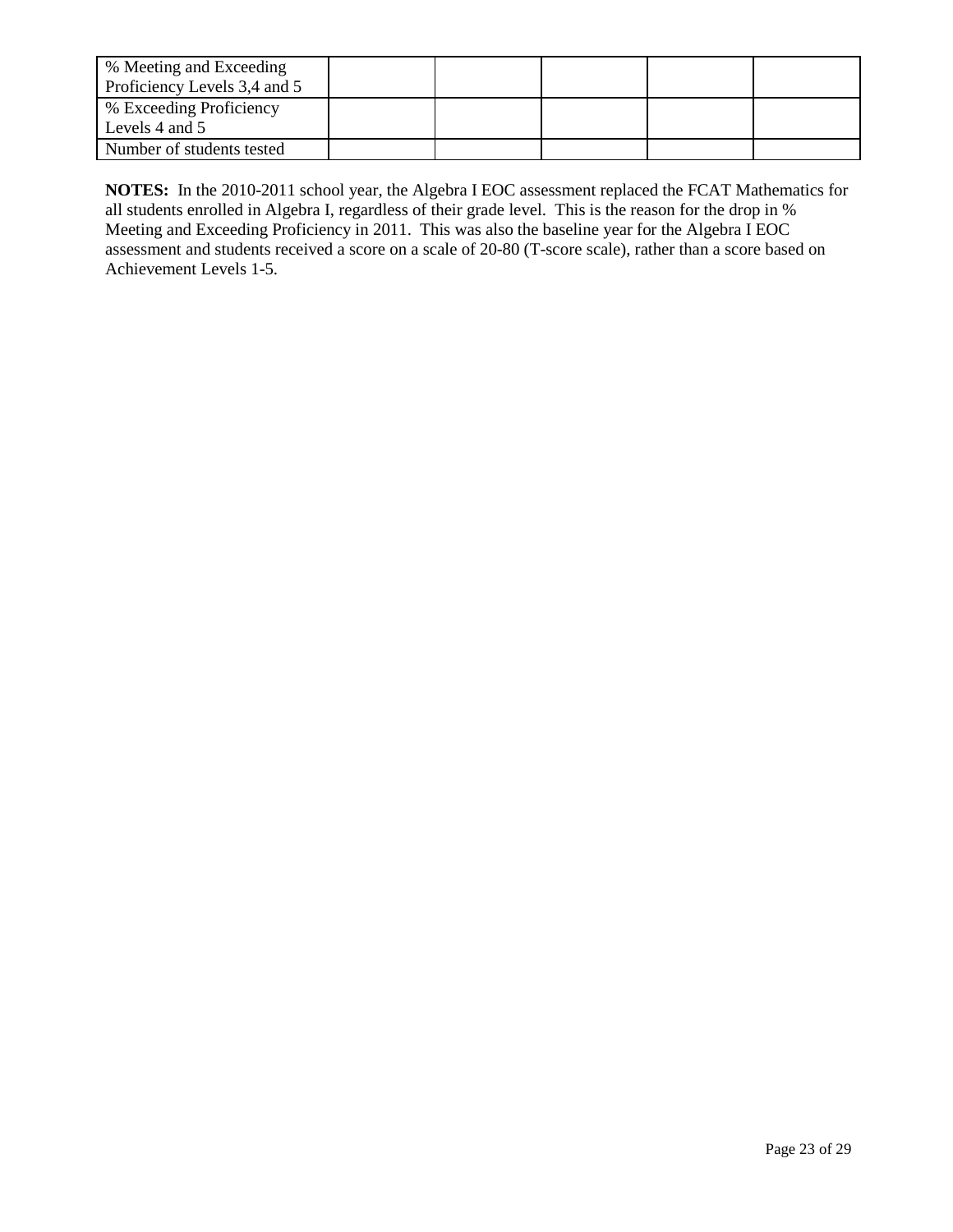|  |  |  |  |  |  |
|---|---|---|---|---|---|
| % Meeting and Exceeding Proficiency Levels 3,4 and 5 |  |  |  |  |  |
| % Exceeding Proficiency Levels 4 and 5 |  |  |  |  |  |
| Number of students tested |  |  |  |  |  |

**NOTES:** In the 2010-2011 school year, the Algebra I EOC assessment replaced the FCAT Mathematics for all students enrolled in Algebra I, regardless of their grade level. This is the reason for the drop in % Meeting and Exceeding Proficiency in 2011. This was also the baseline year for the Algebra I EOC assessment and students received a score on a scale of 20-80 (T-score scale), rather than a score based on Achievement Levels 1-5.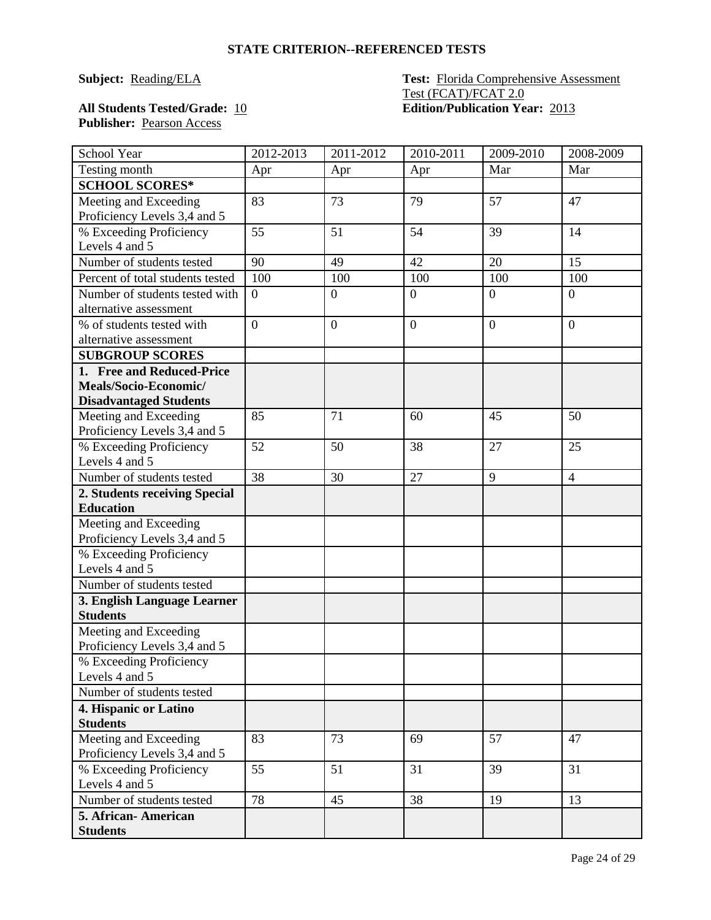## STATE CRITERION--REFERENCED TESTS

**Subject:** Reading/ELA

**Test:** Florida Comprehensive Assessment Test (FCAT)/FCAT 2.0

**All Students Tested/Grade:** 10

**Edition/Publication Year:** 2013

**Publisher:** Pearson Access

| School Year | 2012-2013 | 2011-2012 | 2010-2011 | 2009-2010 | 2008-2009 |
|---|---|---|---|---|---|
| Testing month | Apr | Apr | Apr | Mar | Mar |
| **SCHOOL SCORES*** | | | | | |
| Meeting and Exceeding Proficiency Levels 3,4 and 5 | 83 | 73 | 79 | 57 | 47 |
| % Exceeding Proficiency Levels 4 and 5 | 55 | 51 | 54 | 39 | 14 |
| Number of students tested | 90 | 49 | 42 | 20 | 15 |
| Percent of total students tested | 100 | 100 | 100 | 100 | 100 |
| Number of students tested with alternative assessment | 0 | 0 | 0 | 0 | 0 |
| % of students tested with alternative assessment | 0 | 0 | 0 | 0 | 0 |
| **SUBGROUP SCORES** | | | | | |
| **1. Free and Reduced-Price Meals/Socio-Economic/ Disadvantaged Students** | | | | | |
| Meeting and Exceeding Proficiency Levels 3,4 and 5 | 85 | 71 | 60 | 45 | 50 |
| % Exceeding Proficiency Levels 4 and 5 | 52 | 50 | 38 | 27 | 25 |
| Number of students tested | 38 | 30 | 27 | 9 | 4 |
| **2. Students receiving Special Education** | | | | | |
| Meeting and Exceeding Proficiency Levels 3,4 and 5 | | | | | |
| % Exceeding Proficiency Levels 4 and 5 | | | | | |
| Number of students tested | | | | | |
| **3. English Language Learner Students** | | | | | |
| Meeting and Exceeding Proficiency Levels 3,4 and 5 | | | | | |
| % Exceeding Proficiency Levels 4 and 5 | | | | | |
| Number of students tested | | | | | |
| **4. Hispanic or Latino Students** | | | | | |
| Meeting and Exceeding Proficiency Levels 3,4 and 5 | 83 | 73 | 69 | 57 | 47 |
| % Exceeding Proficiency Levels 4 and 5 | 55 | 51 | 31 | 39 | 31 |
| Number of students tested | 78 | 45 | 38 | 19 | 13 |
| **5. African- American Students** | | | | | |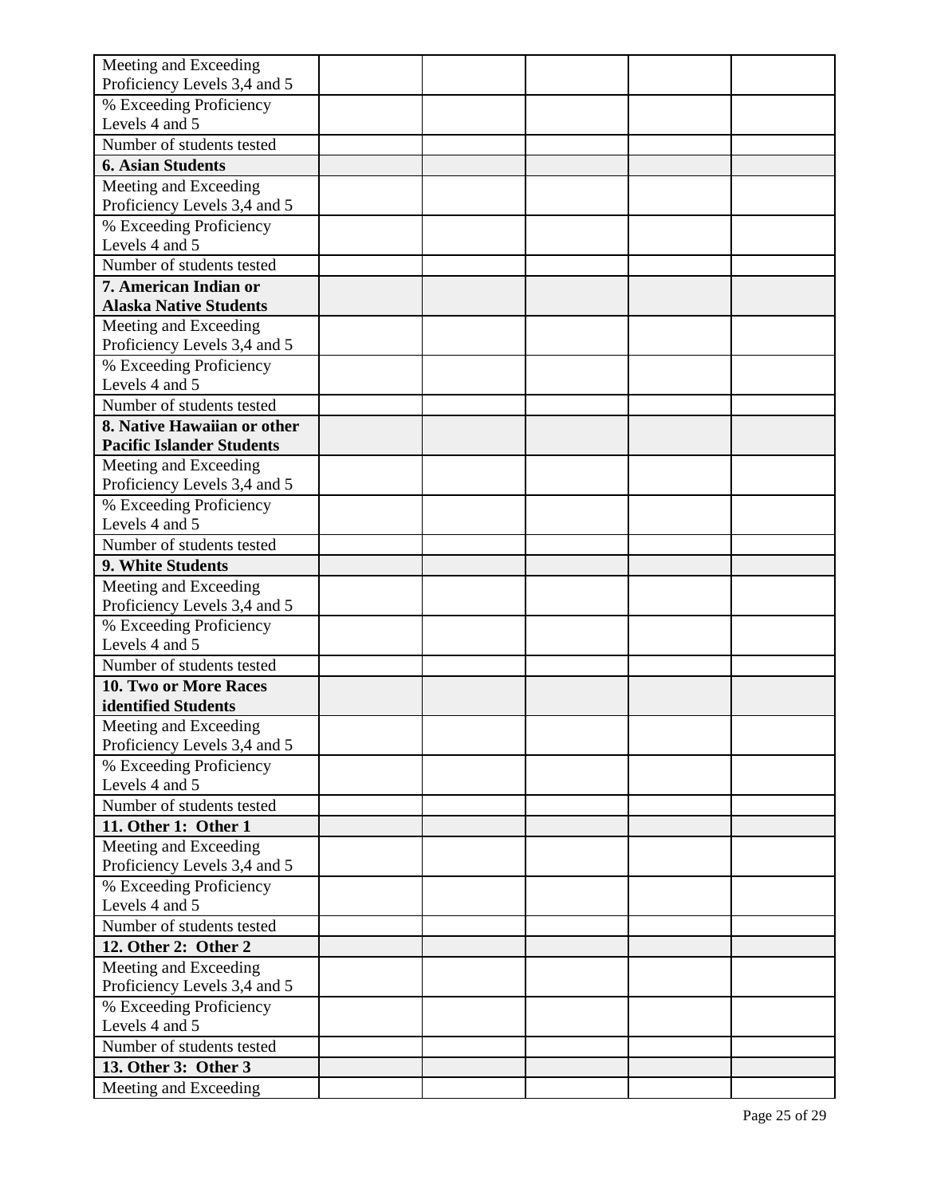| | | | | | |
|---|---|---|---|---|---|
| Meeting and Exceeding Proficiency Levels 3,4 and 5 | | | | | |
| % Exceeding Proficiency Levels 4 and 5 | | | | | |
| Number of students tested | | | | | |
| **6. Asian Students** | | | | | |
| Meeting and Exceeding Proficiency Levels 3,4 and 5 | | | | | |
| % Exceeding Proficiency Levels 4 and 5 | | | | | |
| Number of students tested | | | | | |
| **7. American Indian or Alaska Native Students** | | | | | |
| Meeting and Exceeding Proficiency Levels 3,4 and 5 | | | | | |
| % Exceeding Proficiency Levels 4 and 5 | | | | | |
| Number of students tested | | | | | |
| **8. Native Hawaiian or other Pacific Islander Students** | | | | | |
| Meeting and Exceeding Proficiency Levels 3,4 and 5 | | | | | |
| % Exceeding Proficiency Levels 4 and 5 | | | | | |
| Number of students tested | | | | | |
| **9. White Students** | | | | | |
| Meeting and Exceeding Proficiency Levels 3,4 and 5 | | | | | |
| % Exceeding Proficiency Levels 4 and 5 | | | | | |
| Number of students tested | | | | | |
| **10. Two or More Races identified Students** | | | | | |
| Meeting and Exceeding Proficiency Levels 3,4 and 5 | | | | | |
| % Exceeding Proficiency Levels 4 and 5 | | | | | |
| Number of students tested | | | | | |
| **11. Other 1: Other 1** | | | | | |
| Meeting and Exceeding Proficiency Levels 3,4 and 5 | | | | | |
| % Exceeding Proficiency Levels 4 and 5 | | | | | |
| Number of students tested | | | | | |
| **12. Other 2: Other 2** | | | | | |
| Meeting and Exceeding Proficiency Levels 3,4 and 5 | | | | | |
| % Exceeding Proficiency Levels 4 and 5 | | | | | |
| Number of students tested | | | | | |
| **13. Other 3: Other 3** | | | | | |
| Meeting and Exceeding | | | | | |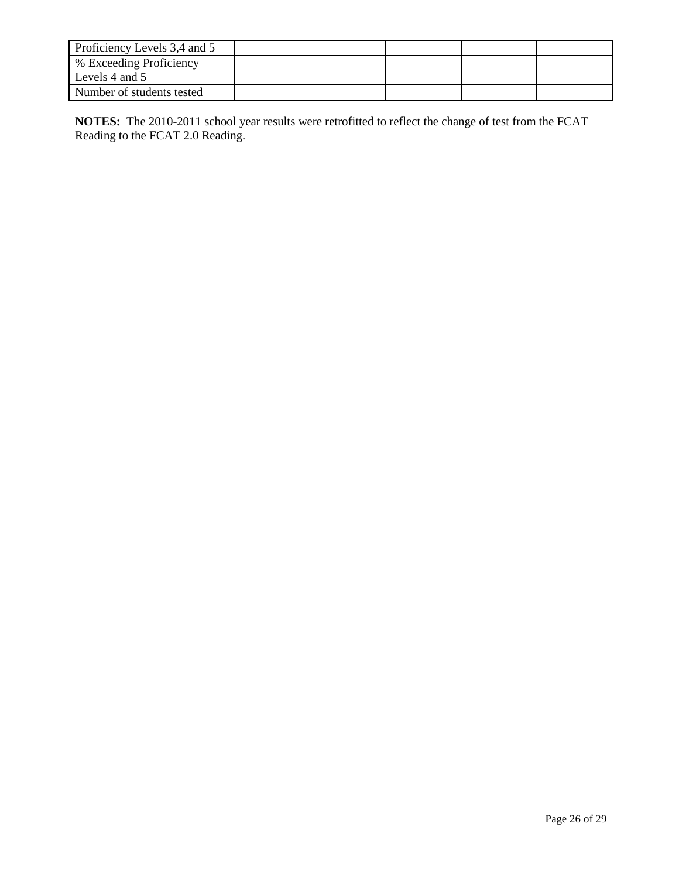| | | | | | |
|---|---|---|---|---|---|
| Proficiency Levels 3,4 and 5 | | | | | |
| % Exceeding Proficiency Levels 4 and 5 | | | | | |
| Number of students tested | | | | | |

**NOTES:** The 2010-2011 school year results were retrofitted to reflect the change of test from the FCAT Reading to the FCAT 2.0 Reading.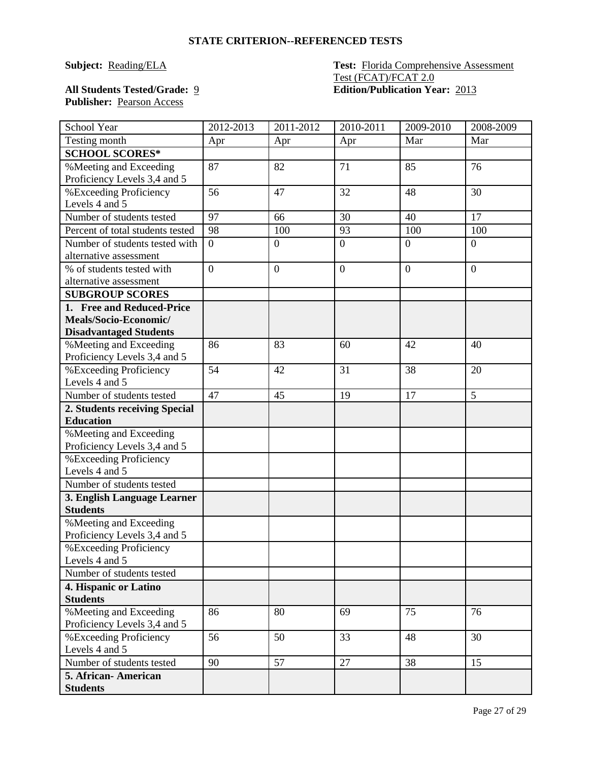**STATE CRITERION--REFERENCED TESTS**

**Subject:** Reading/ELA

**Test:** Florida Comprehensive Assessment Test (FCAT)/FCAT 2.0

**All Students Tested/Grade:** 9

**Edition/Publication Year:** 2013

**Publisher:** Pearson Access

| School Year | 2012-2013 | 2011-2012 | 2010-2011 | 2009-2010 | 2008-2009 |
|---|---|---|---|---|---|
| Testing month | Apr | Apr | Apr | Mar | Mar |
| **SCHOOL SCORES*** | | | | | |
| %Meeting and Exceeding Proficiency Levels 3,4 and 5 | 87 | 82 | 71 | 85 | 76 |
| %Exceeding Proficiency Levels 4 and 5 | 56 | 47 | 32 | 48 | 30 |
| Number of students tested | 97 | 66 | 30 | 40 | 17 |
| Percent of total students tested | 98 | 100 | 93 | 100 | 100 |
| Number of students tested with alternative assessment | 0 | 0 | 0 | 0 | 0 |
| % of students tested with alternative assessment | 0 | 0 | 0 | 0 | 0 |
| **SUBGROUP SCORES** | | | | | |
| **1. Free and Reduced-Price Meals/Socio-Economic/ Disadvantaged Students** | | | | | |
| %Meeting and Exceeding Proficiency Levels 3,4 and 5 | 86 | 83 | 60 | 42 | 40 |
| %Exceeding Proficiency Levels 4 and 5 | 54 | 42 | 31 | 38 | 20 |
| Number of students tested | 47 | 45 | 19 | 17 | 5 |
| **2. Students receiving Special Education** | | | | | |
| %Meeting and Exceeding Proficiency Levels 3,4 and 5 | | | | | |
| %Exceeding Proficiency Levels 4 and 5 | | | | | |
| Number of students tested | | | | | |
| **3. English Language Learner Students** | | | | | |
| %Meeting and Exceeding Proficiency Levels 3,4 and 5 | | | | | |
| %Exceeding Proficiency Levels 4 and 5 | | | | | |
| Number of students tested | | | | | |
| **4. Hispanic or Latino Students** | | | | | |
| %Meeting and Exceeding Proficiency Levels 3,4 and 5 | 86 | 80 | 69 | 75 | 76 |
| %Exceeding Proficiency Levels 4 and 5 | 56 | 50 | 33 | 48 | 30 |
| Number of students tested | 90 | 57 | 27 | 38 | 15 |
| **5. African- American Students** | | | | | |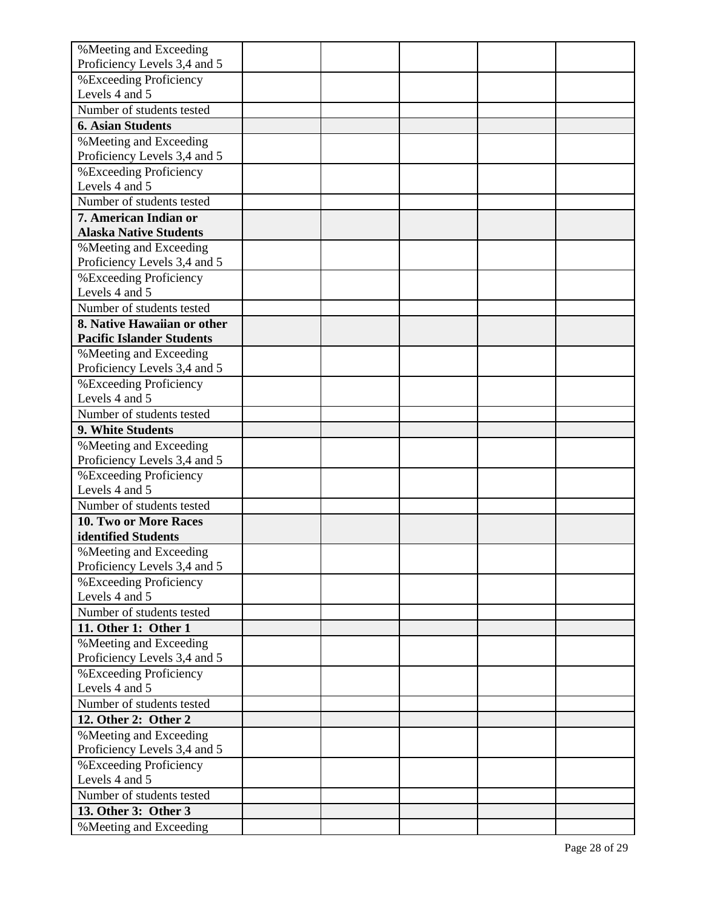| %Meeting and Exceeding Proficiency Levels 3,4 and 5 | | | | | |
|---|---|---|---|---|---|
| %Exceeding Proficiency Levels 4 and 5 | | | | | |
| Number of students tested | | | | | |
| **6. Asian Students** | | | | | |
| %Meeting and Exceeding Proficiency Levels 3,4 and 5 | | | | | |
| %Exceeding Proficiency Levels 4 and 5 | | | | | |
| Number of students tested | | | | | |
| **7. American Indian or Alaska Native Students** | | | | | |
| %Meeting and Exceeding Proficiency Levels 3,4 and 5 | | | | | |
| %Exceeding Proficiency Levels 4 and 5 | | | | | |
| Number of students tested | | | | | |
| **8. Native Hawaiian or other Pacific Islander Students** | | | | | |
| %Meeting and Exceeding Proficiency Levels 3,4 and 5 | | | | | |
| %Exceeding Proficiency Levels 4 and 5 | | | | | |
| Number of students tested | | | | | |
| **9. White Students** | | | | | |
| %Meeting and Exceeding Proficiency Levels 3,4 and 5 | | | | | |
| %Exceeding Proficiency Levels 4 and 5 | | | | | |
| Number of students tested | | | | | |
| **10. Two or More Races identified Students** | | | | | |
| %Meeting and Exceeding Proficiency Levels 3,4 and 5 | | | | | |
| %Exceeding Proficiency Levels 4 and 5 | | | | | |
| Number of students tested | | | | | |
| **11. Other 1: Other 1** | | | | | |
| %Meeting and Exceeding Proficiency Levels 3,4 and 5 | | | | | |
| %Exceeding Proficiency Levels 4 and 5 | | | | | |
| Number of students tested | | | | | |
| **12. Other 2: Other 2** | | | | | |
| %Meeting and Exceeding Proficiency Levels 3,4 and 5 | | | | | |
| %Exceeding Proficiency Levels 4 and 5 | | | | | |
| Number of students tested | | | | | |
| **13. Other 3: Other 3** | | | | | |
| %Meeting and Exceeding | | | | | |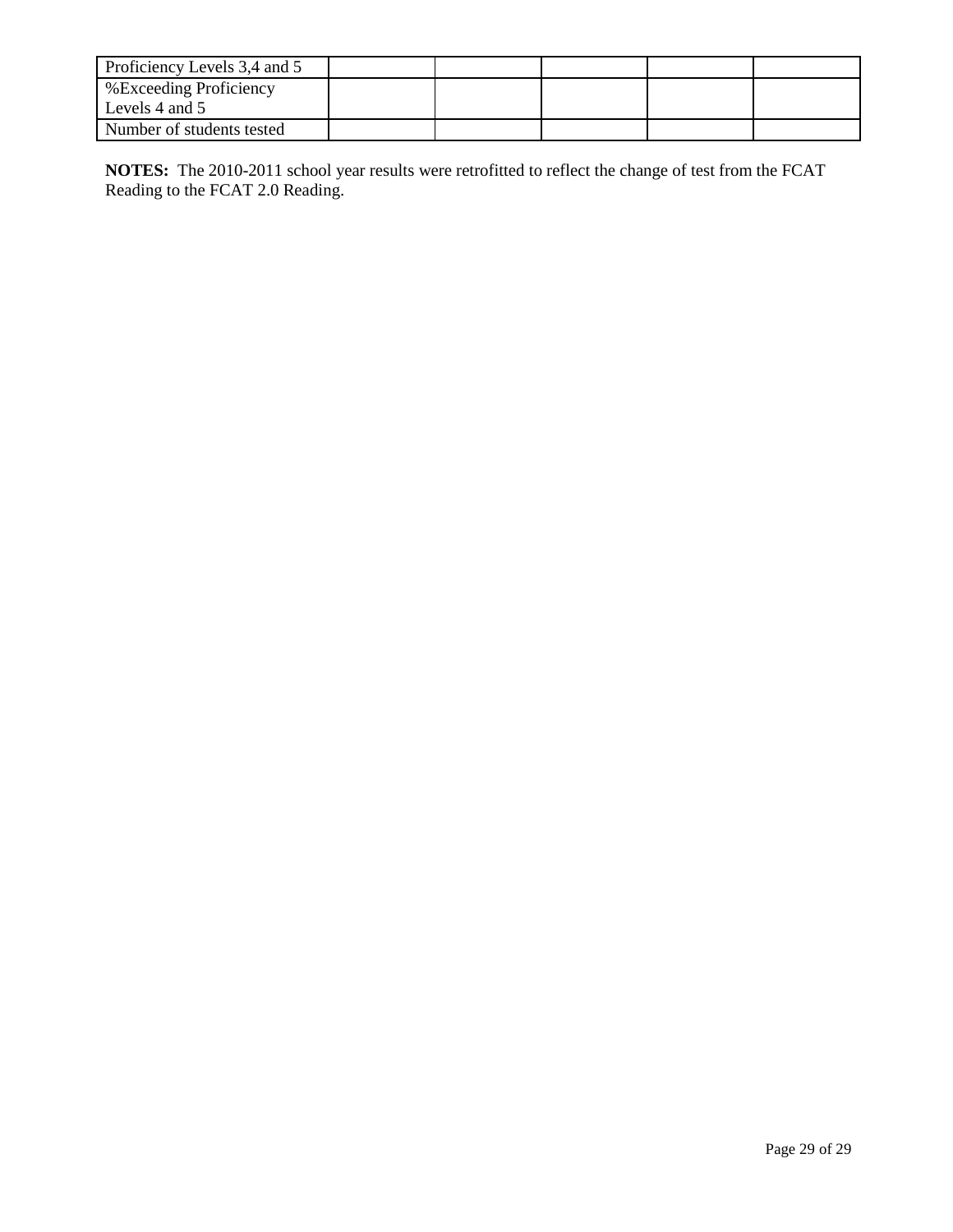| | | | | | |
|---|---|---|---|---|---|
| Proficiency Levels 3,4 and 5 | | | | | |
| %Exceeding Proficiency Levels 4 and 5 | | | | | |
| Number of students tested | | | | | |

**NOTES:** The 2010-2011 school year results were retrofitted to reflect the change of test from the FCAT Reading to the FCAT 2.0 Reading.